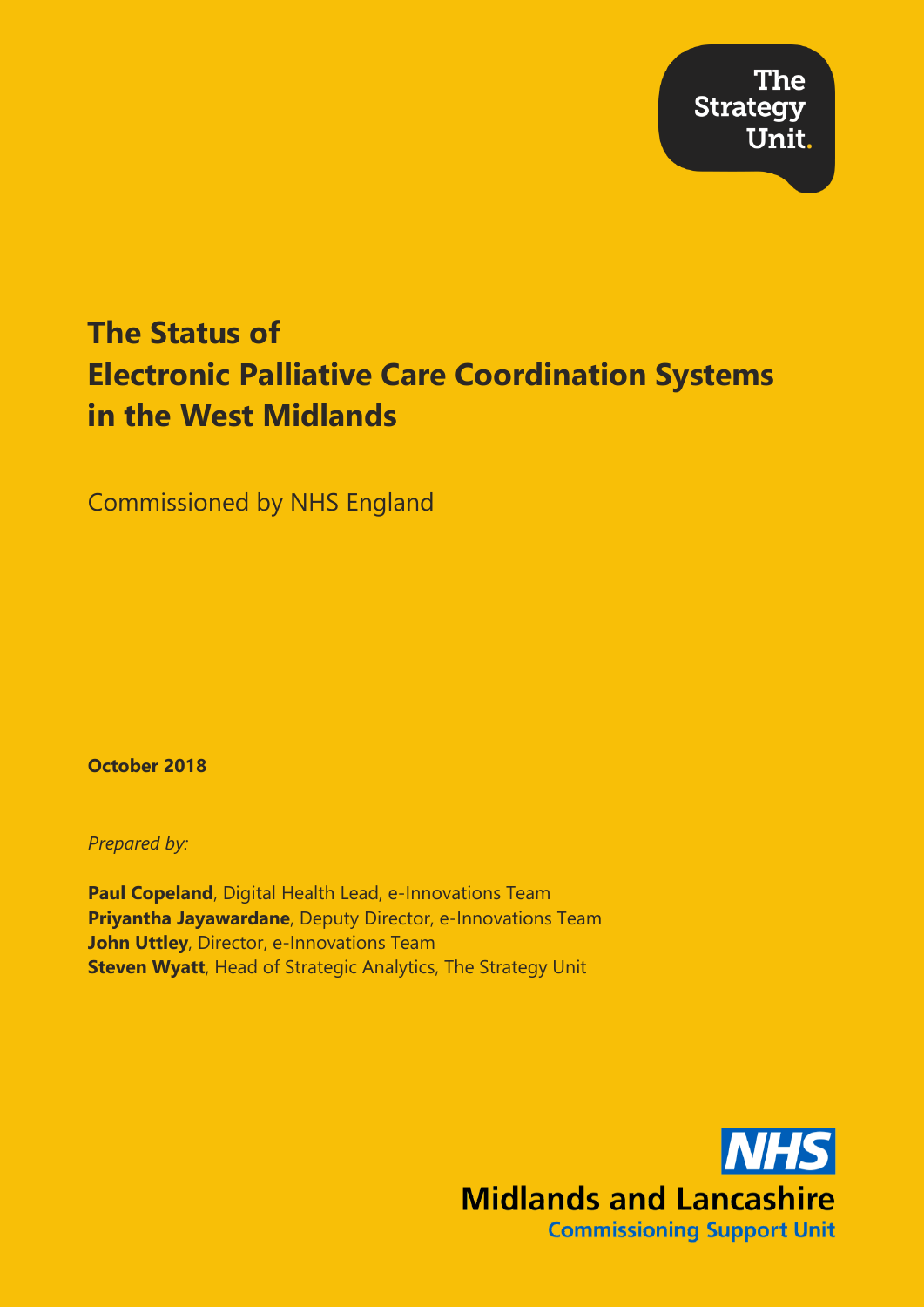The Strategy Unit.

# The Status of Electronic Palliative Care Coordination Systems in the West Midlands

Commissioned by NHS England

**October 2018**

*Prepared by:*

**Paul Copeland**, Digital Health Lead, e-Innovations Team
**Priyantha Jayawardane**, Deputy Director, e-Innovations Team
**John Uttley**, Director, e-Innovations Team
**Steven Wyatt**, Head of Strategic Analytics, The Strategy Unit

NHS
Midlands and Lancashire
Commissioning Support Unit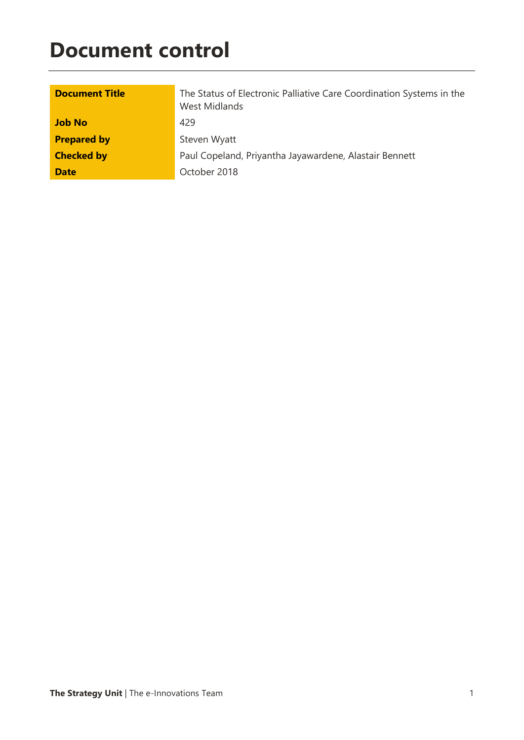# Document control

| | |
|---|---|
| **Document Title** | The Status of Electronic Palliative Care Coordination Systems in the West Midlands |
| **Job No** | 429 |
| **Prepared by** | Steven Wyatt |
| **Checked by** | Paul Copeland, Priyantha Jayawardene, Alastair Bennett |
| **Date** | October 2018 |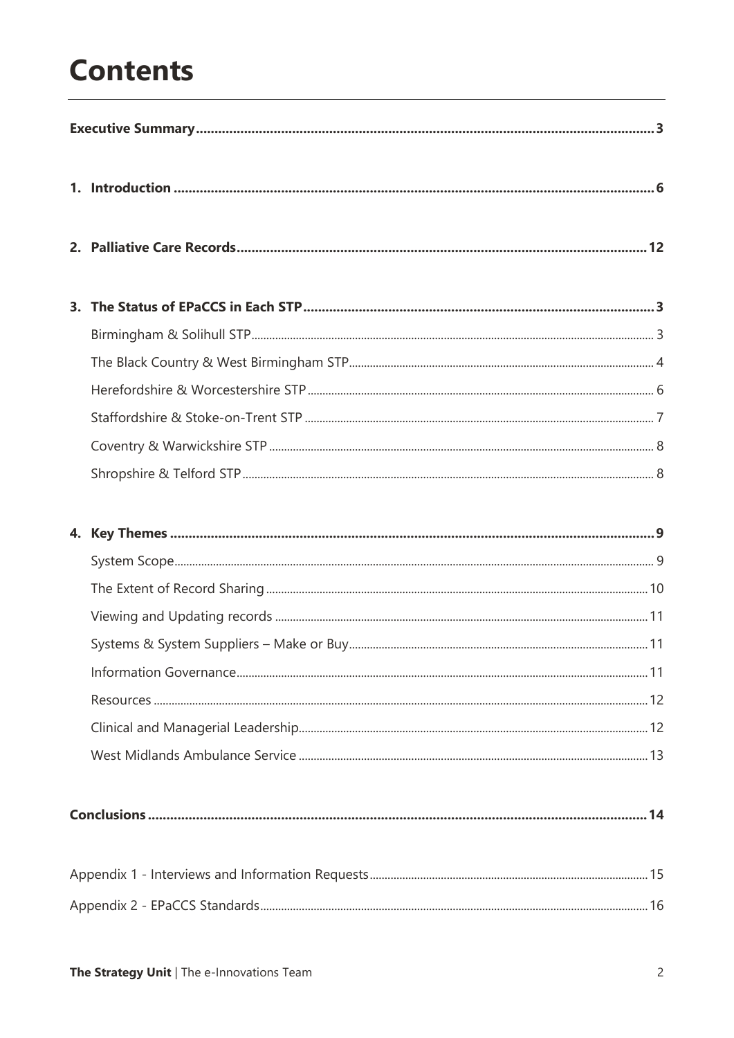# Contents

| | |
|---|---|
| **Executive Summary** | **3** |
| **1. Introduction** | **6** |
| **2. Palliative Care Records** | **12** |
| **3. The Status of EPaCCS in Each STP** | **3** |
| Birmingham & Solihull STP | 3 |
| The Black Country & West Birmingham STP | 4 |
| Herefordshire & Worcestershire STP | 6 |
| Staffordshire & Stoke-on-Trent STP | 7 |
| Coventry & Warwickshire STP | 8 |
| Shropshire & Telford STP | 8 |
| **4. Key Themes** | **9** |
| System Scope | 9 |
| The Extent of Record Sharing | 10 |
| Viewing and Updating records | 11 |
| Systems & System Suppliers – Make or Buy | 11 |
| Information Governance | 11 |
| Resources | 12 |
| Clinical and Managerial Leadership | 12 |
| West Midlands Ambulance Service | 13 |
| **Conclusions** | **14** |
| Appendix 1 - Interviews and Information Requests | 15 |
| Appendix 2 - EPaCCS Standards | 16 |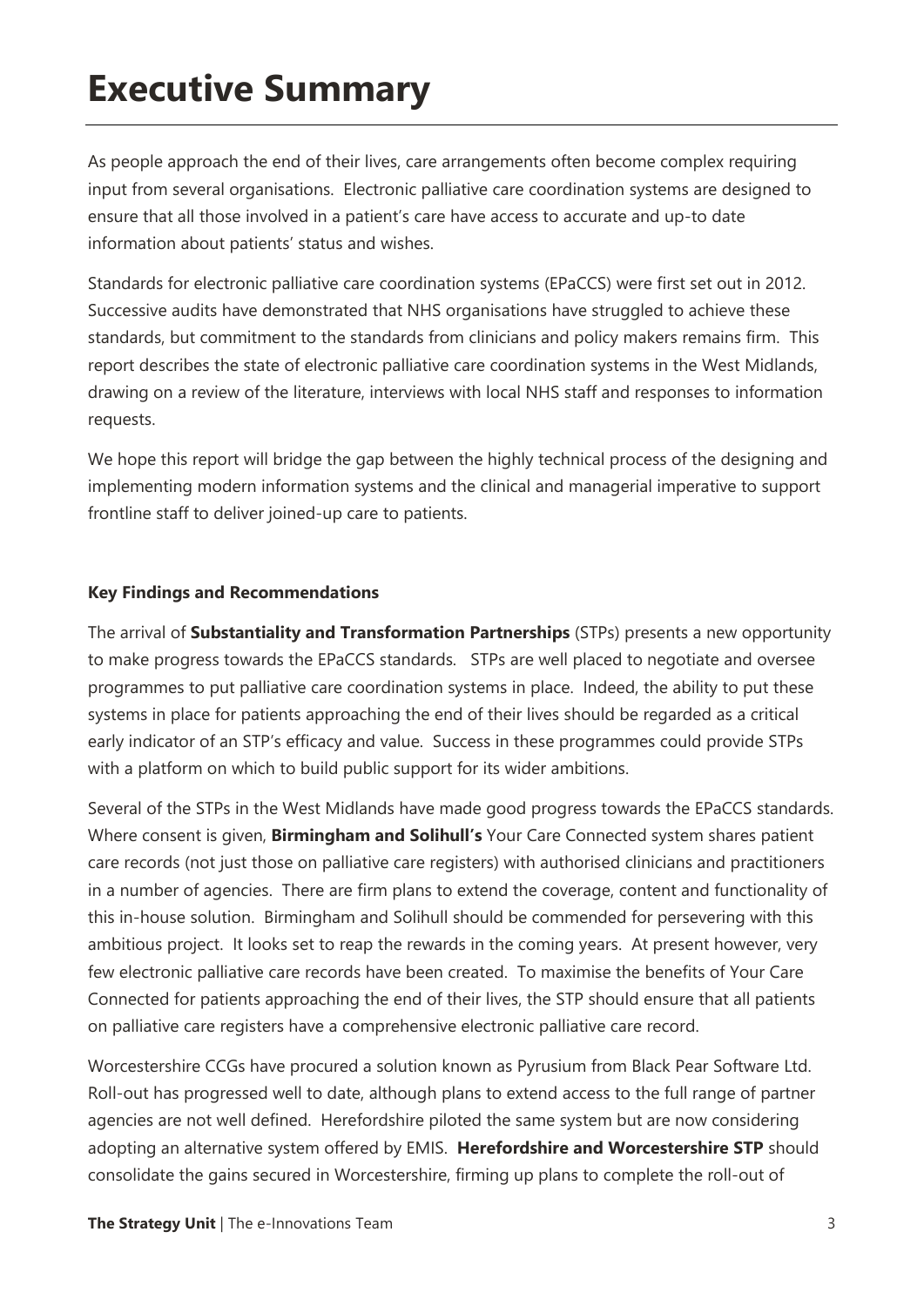# Executive Summary

As people approach the end of their lives, care arrangements often become complex requiring input from several organisations. Electronic palliative care coordination systems are designed to ensure that all those involved in a patient's care have access to accurate and up-to date information about patients' status and wishes.

Standards for electronic palliative care coordination systems (EPaCCS) were first set out in 2012. Successive audits have demonstrated that NHS organisations have struggled to achieve these standards, but commitment to the standards from clinicians and policy makers remains firm. This report describes the state of electronic palliative care coordination systems in the West Midlands, drawing on a review of the literature, interviews with local NHS staff and responses to information requests.

We hope this report will bridge the gap between the highly technical process of the designing and implementing modern information systems and the clinical and managerial imperative to support frontline staff to deliver joined-up care to patients.

**Key Findings and Recommendations**

The arrival of **Substantiality and Transformation Partnerships** (STPs) presents a new opportunity to make progress towards the EPaCCS standards. STPs are well placed to negotiate and oversee programmes to put palliative care coordination systems in place. Indeed, the ability to put these systems in place for patients approaching the end of their lives should be regarded as a critical early indicator of an STP's efficacy and value. Success in these programmes could provide STPs with a platform on which to build public support for its wider ambitions.

Several of the STPs in the West Midlands have made good progress towards the EPaCCS standards. Where consent is given, **Birmingham and Solihull's** Your Care Connected system shares patient care records (not just those on palliative care registers) with authorised clinicians and practitioners in a number of agencies. There are firm plans to extend the coverage, content and functionality of this in-house solution. Birmingham and Solihull should be commended for persevering with this ambitious project. It looks set to reap the rewards in the coming years. At present however, very few electronic palliative care records have been created. To maximise the benefits of Your Care Connected for patients approaching the end of their lives, the STP should ensure that all patients on palliative care registers have a comprehensive electronic palliative care record.

Worcestershire CCGs have procured a solution known as Pyrusium from Black Pear Software Ltd. Roll-out has progressed well to date, although plans to extend access to the full range of partner agencies are not well defined. Herefordshire piloted the same system but are now considering adopting an alternative system offered by EMIS. **Herefordshire and Worcestershire STP** should consolidate the gains secured in Worcestershire, firming up plans to complete the roll-out of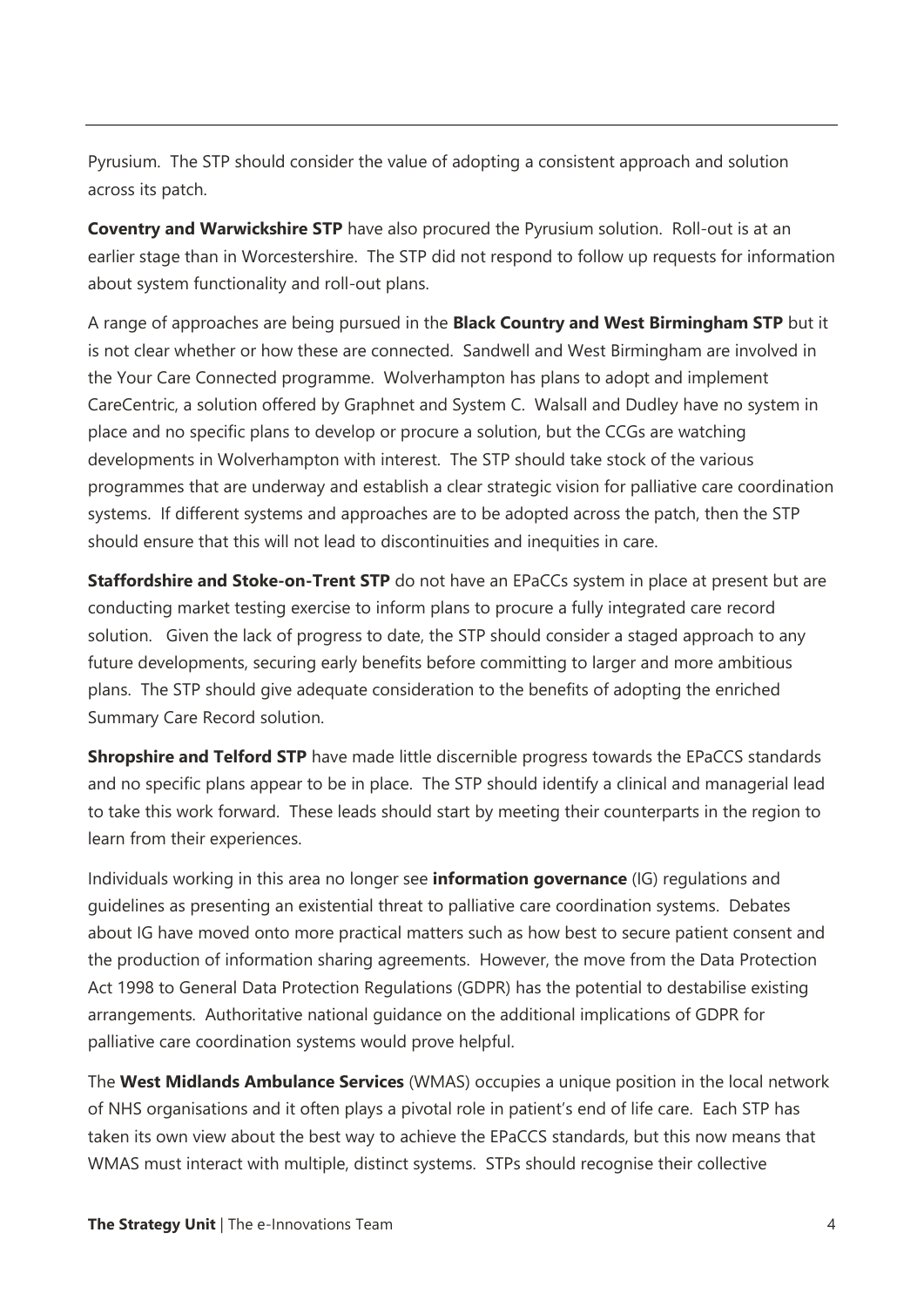Pyrusium.  The STP should consider the value of adopting a consistent approach and solution across its patch.

**Coventry and Warwickshire STP** have also procured the Pyrusium solution.  Roll-out is at an earlier stage than in Worcestershire.  The STP did not respond to follow up requests for information about system functionality and roll-out plans.

A range of approaches are being pursued in the **Black Country and West Birmingham STP** but it is not clear whether or how these are connected.  Sandwell and West Birmingham are involved in the Your Care Connected programme.  Wolverhampton has plans to adopt and implement CareCentric, a solution offered by Graphnet and System C.  Walsall and Dudley have no system in place and no specific plans to develop or procure a solution, but the CCGs are watching developments in Wolverhampton with interest.  The STP should take stock of the various programmes that are underway and establish a clear strategic vision for palliative care coordination systems.  If different systems and approaches are to be adopted across the patch, then the STP should ensure that this will not lead to discontinuities and inequities in care.

**Staffordshire and Stoke-on-Trent STP** do not have an EPaCCs system in place at present but are conducting market testing exercise to inform plans to procure a fully integrated care record solution.   Given the lack of progress to date, the STP should consider a staged approach to any future developments, securing early benefits before committing to larger and more ambitious plans.  The STP should give adequate consideration to the benefits of adopting the enriched Summary Care Record solution.

**Shropshire and Telford STP** have made little discernible progress towards the EPaCCS standards and no specific plans appear to be in place.  The STP should identify a clinical and managerial lead to take this work forward.  These leads should start by meeting their counterparts in the region to learn from their experiences.

Individuals working in this area no longer see **information governance** (IG) regulations and guidelines as presenting an existential threat to palliative care coordination systems.  Debates about IG have moved onto more practical matters such as how best to secure patient consent and the production of information sharing agreements.  However, the move from the Data Protection Act 1998 to General Data Protection Regulations (GDPR) has the potential to destabilise existing arrangements.  Authoritative national guidance on the additional implications of GDPR for palliative care coordination systems would prove helpful.

The **West Midlands Ambulance Services** (WMAS) occupies a unique position in the local network of NHS organisations and it often plays a pivotal role in patient's end of life care.  Each STP has taken its own view about the best way to achieve the EPaCCS standards, but this now means that WMAS must interact with multiple, distinct systems.  STPs should recognise their collective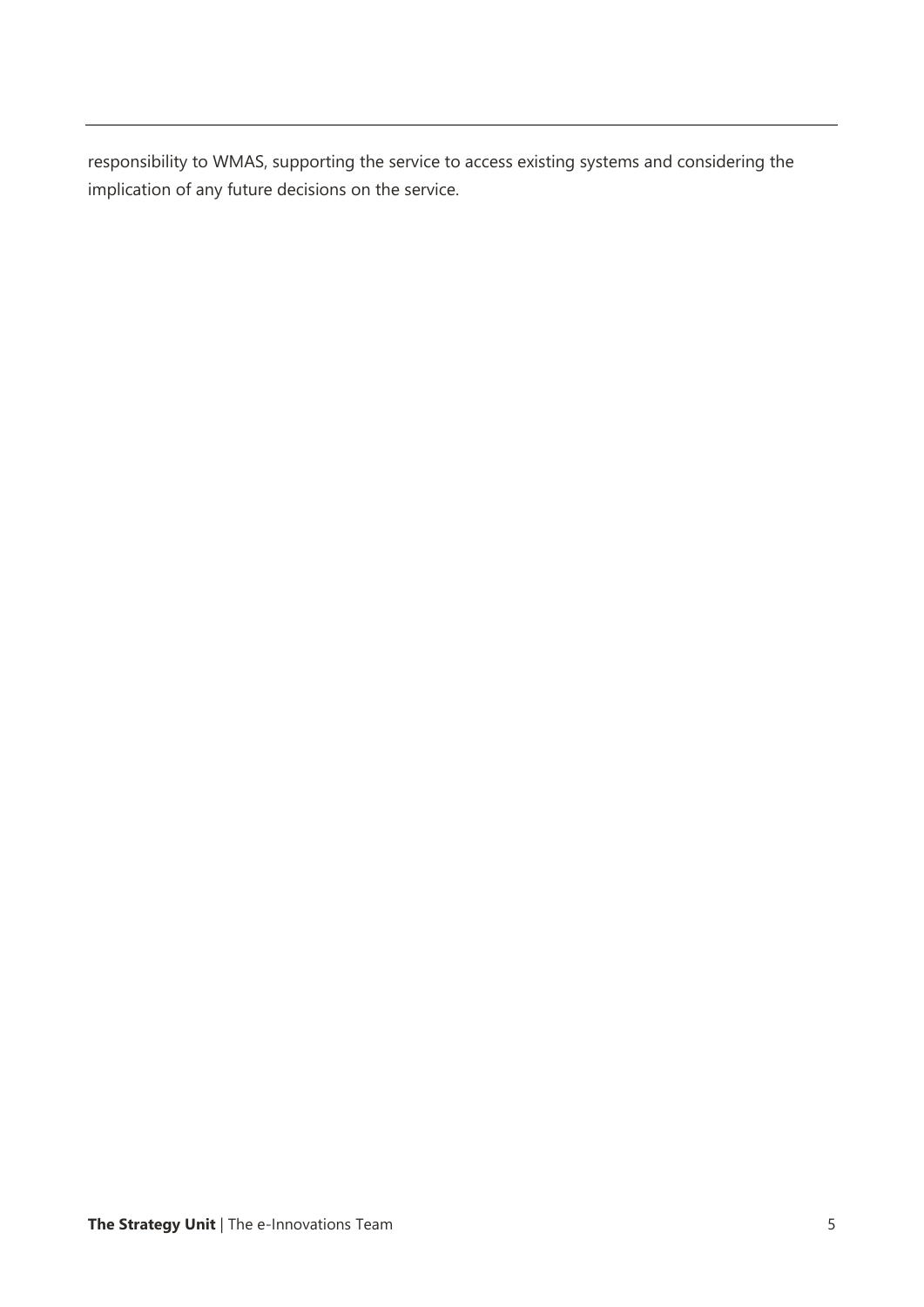responsibility to WMAS, supporting the service to access existing systems and considering the implication of any future decisions on the service.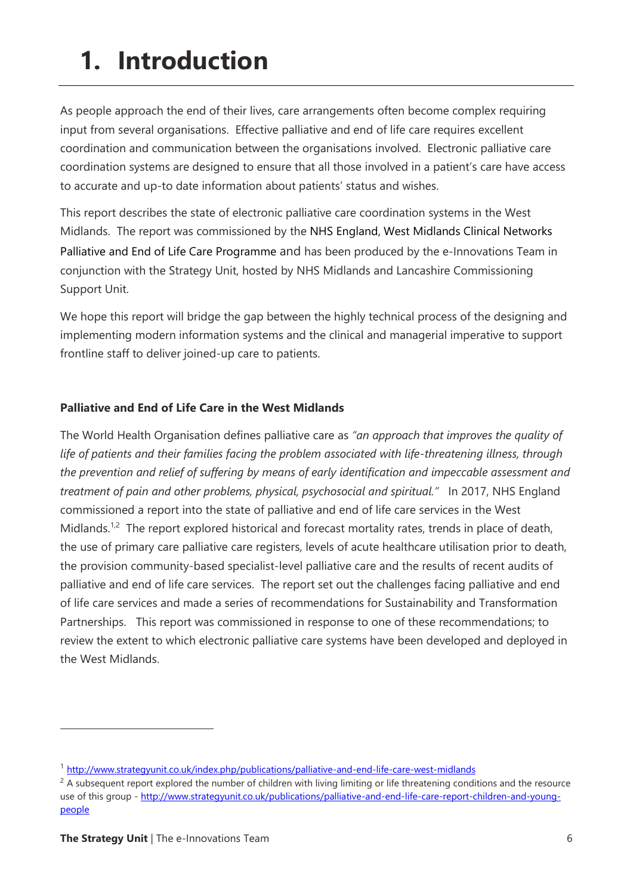# 1. Introduction

As people approach the end of their lives, care arrangements often become complex requiring input from several organisations. Effective palliative and end of life care requires excellent coordination and communication between the organisations involved. Electronic palliative care coordination systems are designed to ensure that all those involved in a patient's care have access to accurate and up-to date information about patients' status and wishes.

This report describes the state of electronic palliative care coordination systems in the West Midlands. The report was commissioned by the NHS England, West Midlands Clinical Networks Palliative and End of Life Care Programme and has been produced by the e-Innovations Team in conjunction with the Strategy Unit, hosted by NHS Midlands and Lancashire Commissioning Support Unit.

We hope this report will bridge the gap between the highly technical process of the designing and implementing modern information systems and the clinical and managerial imperative to support frontline staff to deliver joined-up care to patients.

**Palliative and End of Life Care in the West Midlands**

The World Health Organisation defines palliative care as *"an approach that improves the quality of life of patients and their families facing the problem associated with life-threatening illness, through the prevention and relief of suffering by means of early identification and impeccable assessment and treatment of pain and other problems, physical, psychosocial and spiritual."* In 2017, NHS England commissioned a report into the state of palliative and end of life care services in the West Midlands.[1,2] The report explored historical and forecast mortality rates, trends in place of death, the use of primary care palliative care registers, levels of acute healthcare utilisation prior to death, the provision community-based specialist-level palliative care and the results of recent audits of palliative and end of life care services. The report set out the challenges facing palliative and end of life care services and made a series of recommendations for Sustainability and Transformation Partnerships. This report was commissioned in response to one of these recommendations; to review the extent to which electronic palliative care systems have been developed and deployed in the West Midlands.

---

[1] http://www.strategyunit.co.uk/index.php/publications/palliative-and-end-life-care-west-midlands

[2] A subsequent report explored the number of children with living limiting or life threatening conditions and the resource use of this group - http://www.strategyunit.co.uk/publications/palliative-and-end-life-care-report-children-and-young-people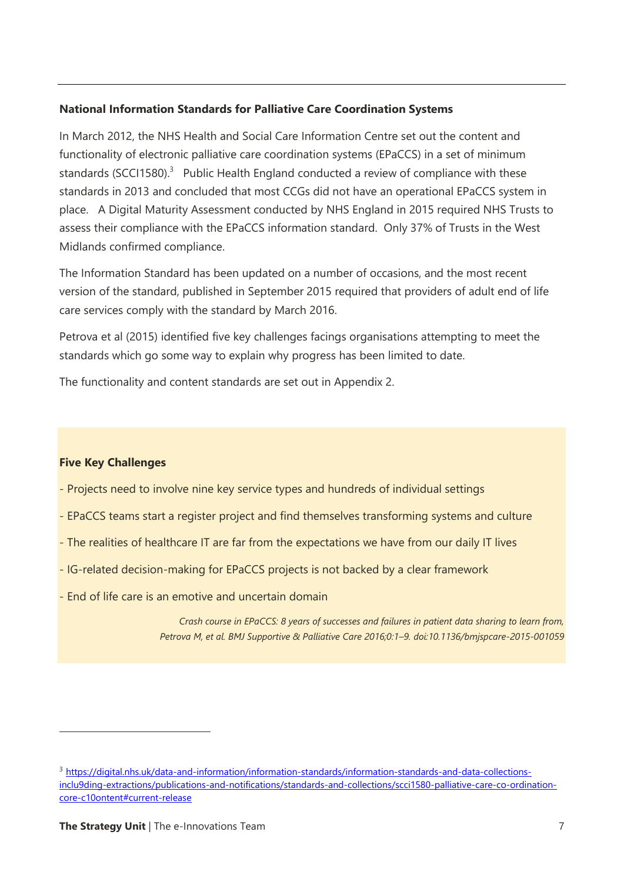**National Information Standards for Palliative Care Coordination Systems**

In March 2012, the NHS Health and Social Care Information Centre set out the content and functionality of electronic palliative care coordination systems (EPaCCS) in a set of minimum standards (SCCI1580).[3] Public Health England conducted a review of compliance with these standards in 2013 and concluded that most CCGs did not have an operational EPaCCS system in place. A Digital Maturity Assessment conducted by NHS England in 2015 required NHS Trusts to assess their compliance with the EPaCCS information standard. Only 37% of Trusts in the West Midlands confirmed compliance.

The Information Standard has been updated on a number of occasions, and the most recent version of the standard, published in September 2015 required that providers of adult end of life care services comply with the standard by March 2016.

Petrova et al (2015) identified five key challenges facings organisations attempting to meet the standards which go some way to explain why progress has been limited to date.

The functionality and content standards are set out in Appendix 2.

**Five Key Challenges**

- Projects need to involve nine key service types and hundreds of individual settings
- EPaCCS teams start a register project and find themselves transforming systems and culture
- The realities of healthcare IT are far from the expectations we have from our daily IT lives
- IG-related decision-making for EPaCCS projects is not backed by a clear framework
- End of life care is an emotive and uncertain domain

*Crash course in EPaCCS: 8 years of successes and failures in patient data sharing to learn from, Petrova M, et al. BMJ Supportive & Palliative Care 2016;0:1–9. doi:10.1136/bmjspcare-2015-001059*

[3] https://digital.nhs.uk/data-and-information/information-standards/information-standards-and-data-collections-inclu9ding-extractions/publications-and-notifications/standards-and-collections/scci1580-palliative-care-co-ordination-core-c10ontent#current-release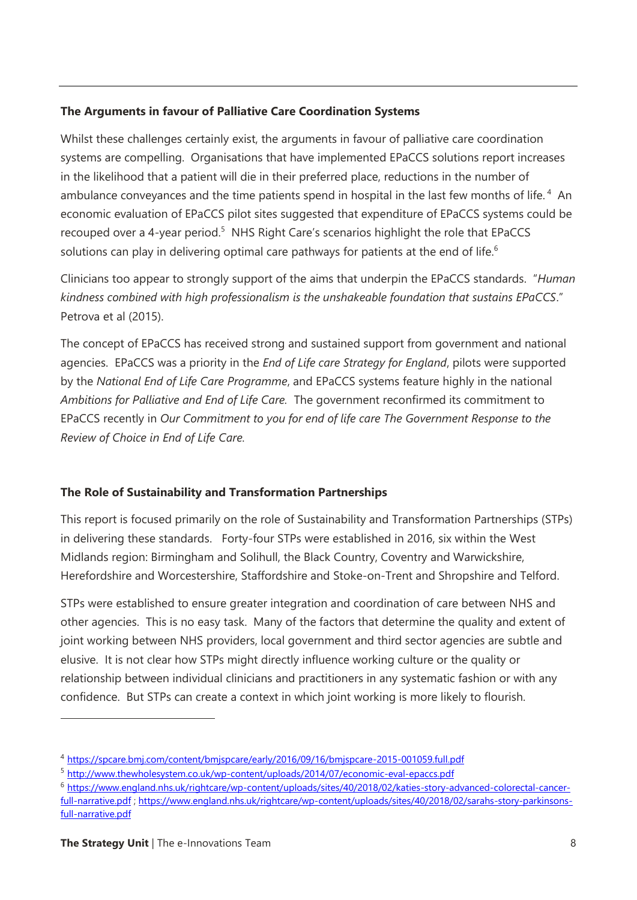## The Arguments in favour of Palliative Care Coordination Systems

Whilst these challenges certainly exist, the arguments in favour of palliative care coordination systems are compelling. Organisations that have implemented EPaCCS solutions report increases in the likelihood that a patient will die in their preferred place, reductions in the number of ambulance conveyances and the time patients spend in hospital in the last few months of life.[4] An economic evaluation of EPaCCS pilot sites suggested that expenditure of EPaCCS systems could be recouped over a 4-year period.[5] NHS Right Care's scenarios highlight the role that EPaCCS solutions can play in delivering optimal care pathways for patients at the end of life.[6]

Clinicians too appear to strongly support of the aims that underpin the EPaCCS standards. "*Human kindness combined with high professionalism is the unshakeable foundation that sustains EPaCCS*." Petrova et al (2015).

The concept of EPaCCS has received strong and sustained support from government and national agencies. EPaCCS was a priority in the *End of Life care Strategy for England*, pilots were supported by the *National End of Life Care Programme*, and EPaCCS systems feature highly in the national *Ambitions for Palliative and End of Life Care.* The government reconfirmed its commitment to EPaCCS recently in *Our Commitment to you for end of life care The Government Response to the Review of Choice in End of Life Care.*

## The Role of Sustainability and Transformation Partnerships

This report is focused primarily on the role of Sustainability and Transformation Partnerships (STPs) in delivering these standards. Forty-four STPs were established in 2016, six within the West Midlands region: Birmingham and Solihull, the Black Country, Coventry and Warwickshire, Herefordshire and Worcestershire, Staffordshire and Stoke-on-Trent and Shropshire and Telford.

STPs were established to ensure greater integration and coordination of care between NHS and other agencies. This is no easy task. Many of the factors that determine the quality and extent of joint working between NHS providers, local government and third sector agencies are subtle and elusive. It is not clear how STPs might directly influence working culture or the quality or relationship between individual clinicians and practitioners in any systematic fashion or with any confidence. But STPs can create a context in which joint working is more likely to flourish.

---

[4] https://spcare.bmj.com/content/bmjspcare/early/2016/09/16/bmjspcare-2015-001059.full.pdf

[5] http://www.thewholesystem.co.uk/wp-content/uploads/2014/07/economic-eval-epaccs.pdf

[6] https://www.england.nhs.uk/rightcare/wp-content/uploads/sites/40/2018/02/katies-story-advanced-colorectal-cancer-full-narrative.pdf ; https://www.england.nhs.uk/rightcare/wp-content/uploads/sites/40/2018/02/sarahs-story-parkinsons-full-narrative.pdf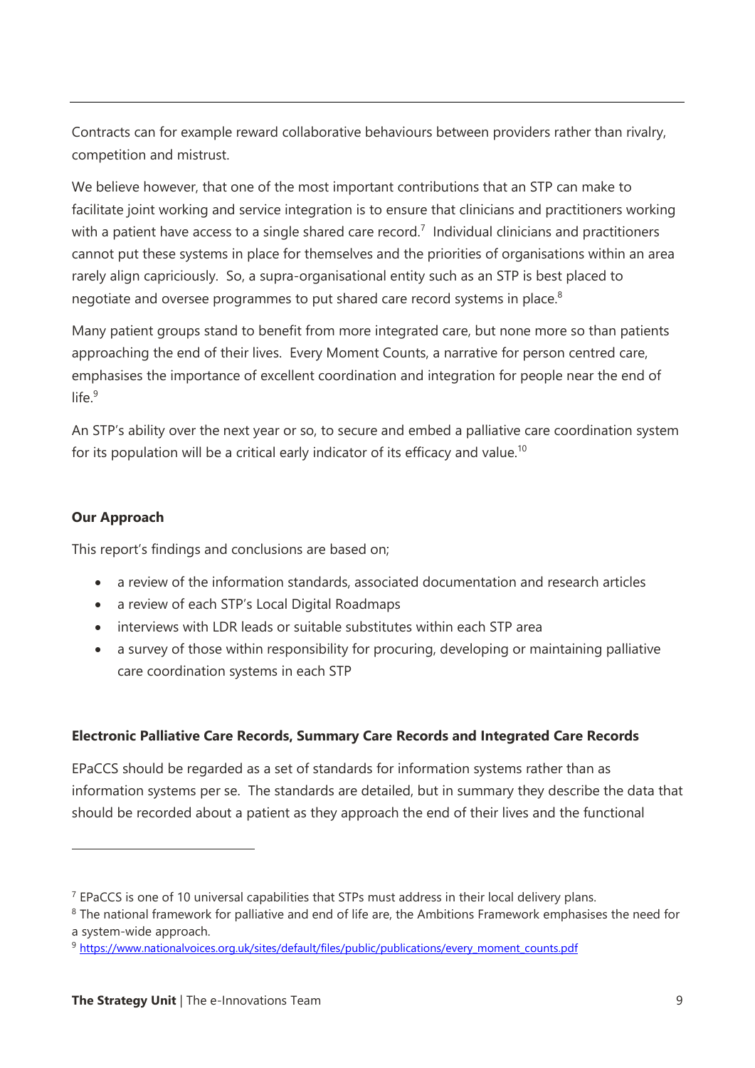Contracts can for example reward collaborative behaviours between providers rather than rivalry, competition and mistrust.

We believe however, that one of the most important contributions that an STP can make to facilitate joint working and service integration is to ensure that clinicians and practitioners working with a patient have access to a single shared care record.[7] Individual clinicians and practitioners cannot put these systems in place for themselves and the priorities of organisations within an area rarely align capriciously. So, a supra-organisational entity such as an STP is best placed to negotiate and oversee programmes to put shared care record systems in place.[8]

Many patient groups stand to benefit from more integrated care, but none more so than patients approaching the end of their lives. Every Moment Counts, a narrative for person centred care, emphasises the importance of excellent coordination and integration for people near the end of life.[9]

An STP's ability over the next year or so, to secure and embed a palliative care coordination system for its population will be a critical early indicator of its efficacy and value.[10]

**Our Approach**

This report's findings and conclusions are based on;

- a review of the information standards, associated documentation and research articles
- a review of each STP's Local Digital Roadmaps
- interviews with LDR leads or suitable substitutes within each STP area
- a survey of those within responsibility for procuring, developing or maintaining palliative care coordination systems in each STP

**Electronic Palliative Care Records, Summary Care Records and Integrated Care Records**

EPaCCS should be regarded as a set of standards for information systems rather than as information systems per se. The standards are detailed, but in summary they describe the data that should be recorded about a patient as they approach the end of their lives and the functional

---

[7] EPaCCS is one of 10 universal capabilities that STPs must address in their local delivery plans.

[8] The national framework for palliative and end of life are, the Ambitions Framework emphasises the need for a system-wide approach.

[9] https://www.nationalvoices.org.uk/sites/default/files/public/publications/every_moment_counts.pdf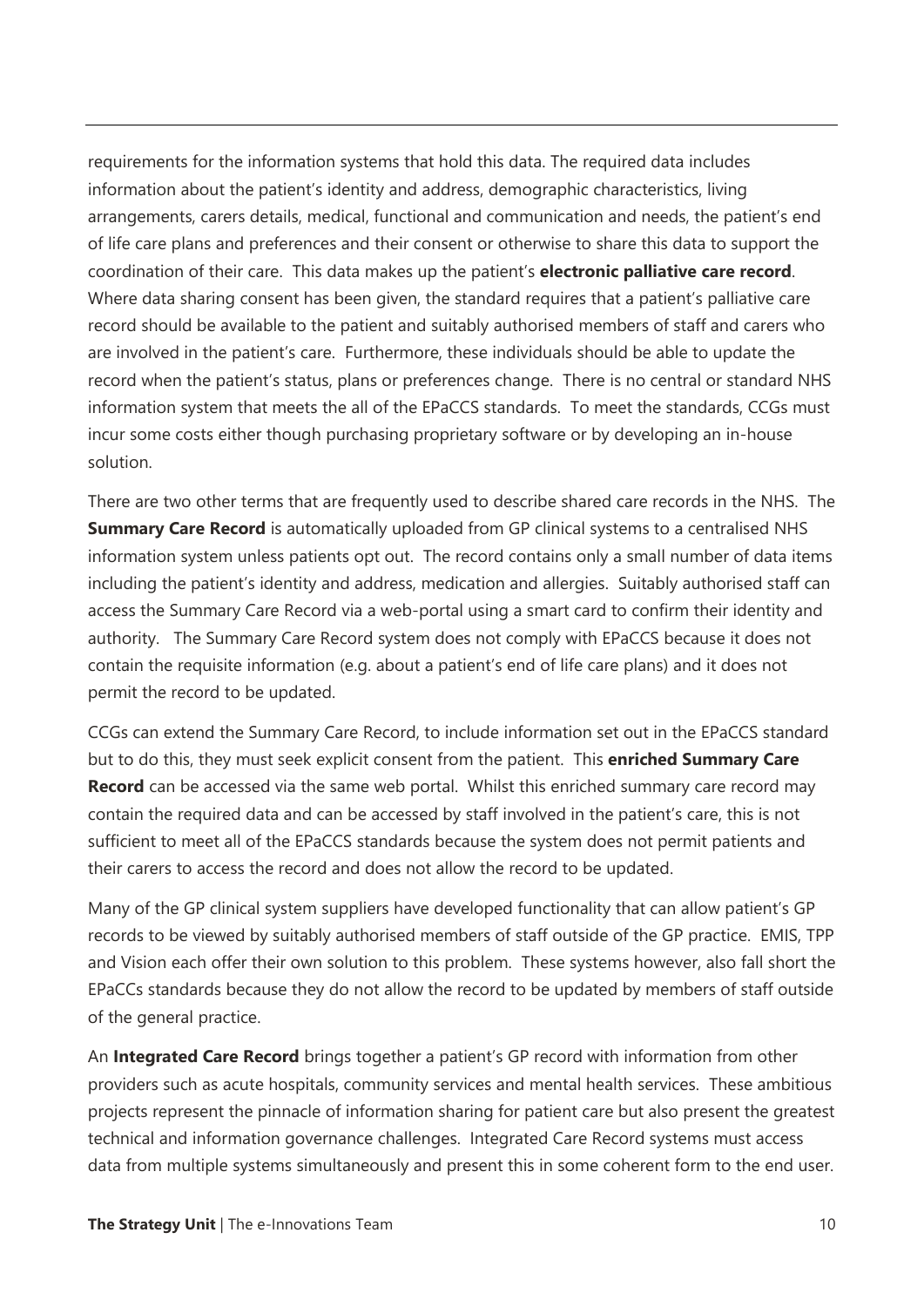requirements for the information systems that hold this data. The required data includes information about the patient's identity and address, demographic characteristics, living arrangements, carers details, medical, functional and communication and needs, the patient's end of life care plans and preferences and their consent or otherwise to share this data to support the coordination of their care. This data makes up the patient's **electronic palliative care record**. Where data sharing consent has been given, the standard requires that a patient's palliative care record should be available to the patient and suitably authorised members of staff and carers who are involved in the patient's care. Furthermore, these individuals should be able to update the record when the patient's status, plans or preferences change. There is no central or standard NHS information system that meets the all of the EPaCCS standards. To meet the standards, CCGs must incur some costs either though purchasing proprietary software or by developing an in-house solution.

There are two other terms that are frequently used to describe shared care records in the NHS. The **Summary Care Record** is automatically uploaded from GP clinical systems to a centralised NHS information system unless patients opt out. The record contains only a small number of data items including the patient's identity and address, medication and allergies. Suitably authorised staff can access the Summary Care Record via a web-portal using a smart card to confirm their identity and authority. The Summary Care Record system does not comply with EPaCCS because it does not contain the requisite information (e.g. about a patient's end of life care plans) and it does not permit the record to be updated.

CCGs can extend the Summary Care Record, to include information set out in the EPaCCS standard but to do this, they must seek explicit consent from the patient. This **enriched Summary Care Record** can be accessed via the same web portal. Whilst this enriched summary care record may contain the required data and can be accessed by staff involved in the patient's care, this is not sufficient to meet all of the EPaCCS standards because the system does not permit patients and their carers to access the record and does not allow the record to be updated.

Many of the GP clinical system suppliers have developed functionality that can allow patient's GP records to be viewed by suitably authorised members of staff outside of the GP practice. EMIS, TPP and Vision each offer their own solution to this problem. These systems however, also fall short the EPaCCs standards because they do not allow the record to be updated by members of staff outside of the general practice.

An **Integrated Care Record** brings together a patient's GP record with information from other providers such as acute hospitals, community services and mental health services. These ambitious projects represent the pinnacle of information sharing for patient care but also present the greatest technical and information governance challenges. Integrated Care Record systems must access data from multiple systems simultaneously and present this in some coherent form to the end user.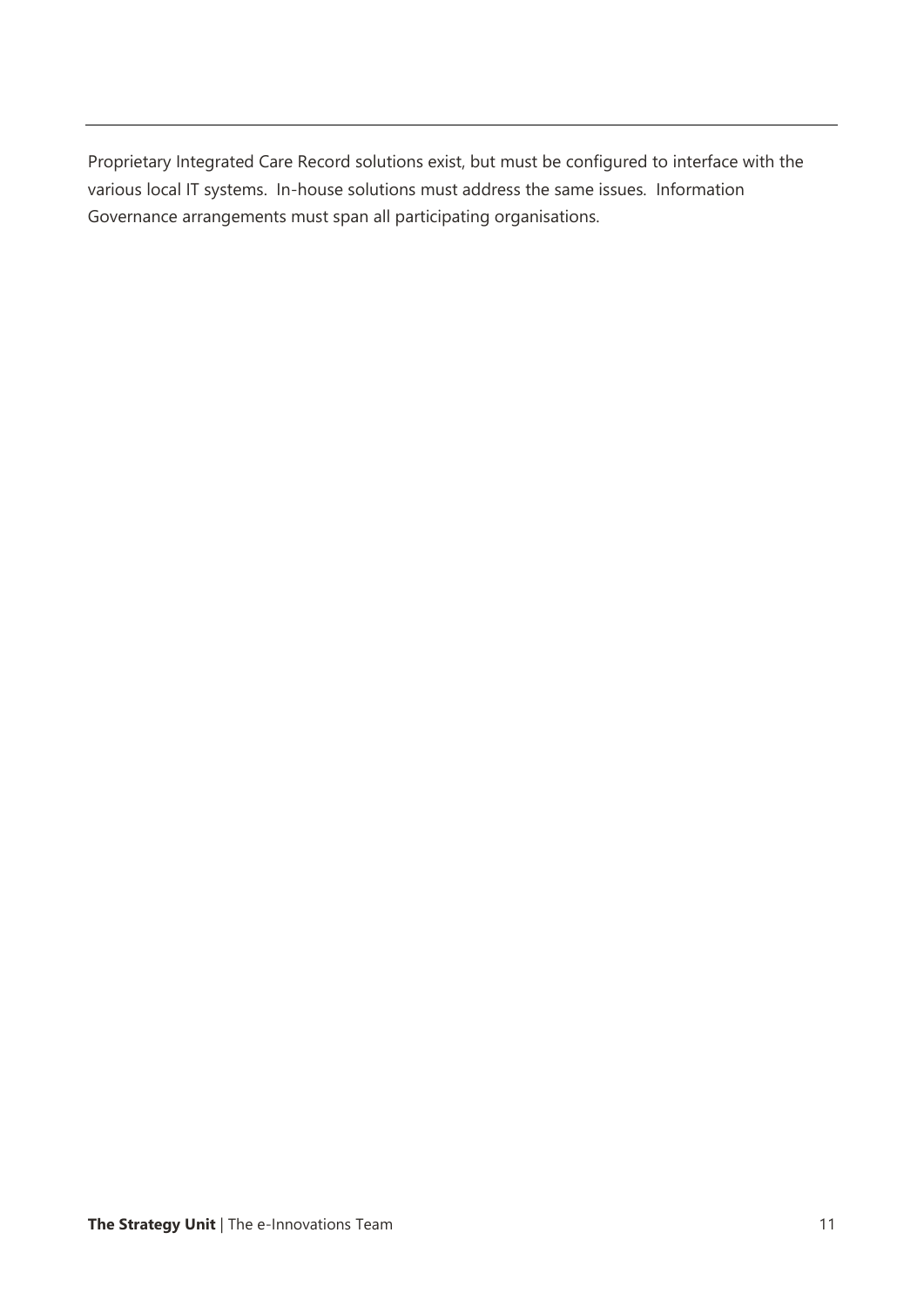Proprietary Integrated Care Record solutions exist, but must be configured to interface with the various local IT systems. In-house solutions must address the same issues. Information Governance arrangements must span all participating organisations.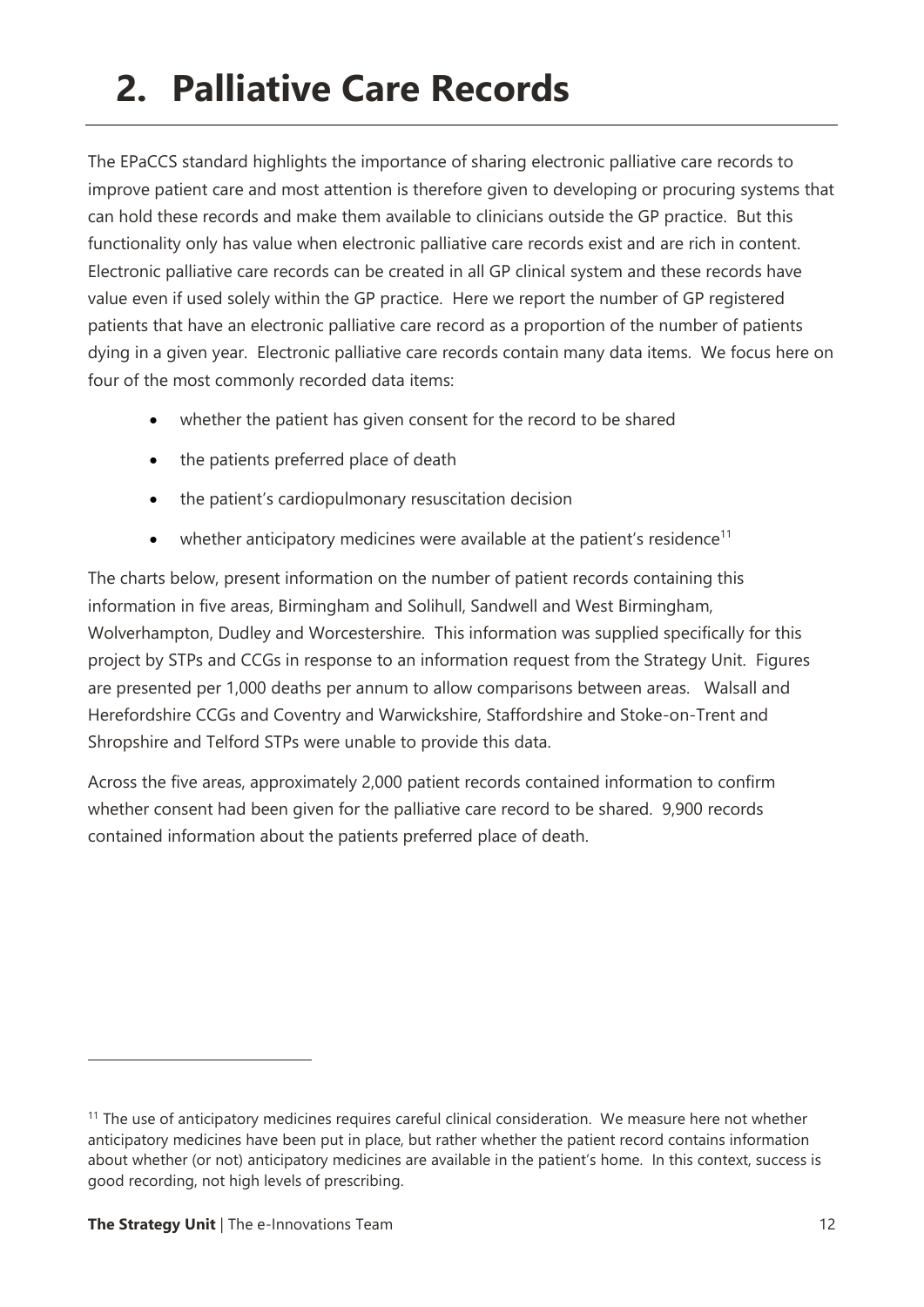# 2. Palliative Care Records

The EPaCCS standard highlights the importance of sharing electronic palliative care records to improve patient care and most attention is therefore given to developing or procuring systems that can hold these records and make them available to clinicians outside the GP practice. But this functionality only has value when electronic palliative care records exist and are rich in content. Electronic palliative care records can be created in all GP clinical system and these records have value even if used solely within the GP practice. Here we report the number of GP registered patients that have an electronic palliative care record as a proportion of the number of patients dying in a given year. Electronic palliative care records contain many data items. We focus here on four of the most commonly recorded data items:

- whether the patient has given consent for the record to be shared
- the patients preferred place of death
- the patient's cardiopulmonary resuscitation decision
- whether anticipatory medicines were available at the patient's residence[11]

The charts below, present information on the number of patient records containing this information in five areas, Birmingham and Solihull, Sandwell and West Birmingham, Wolverhampton, Dudley and Worcestershire. This information was supplied specifically for this project by STPs and CCGs in response to an information request from the Strategy Unit. Figures are presented per 1,000 deaths per annum to allow comparisons between areas. Walsall and Herefordshire CCGs and Coventry and Warwickshire, Staffordshire and Stoke-on-Trent and Shropshire and Telford STPs were unable to provide this data.

Across the five areas, approximately 2,000 patient records contained information to confirm whether consent had been given for the palliative care record to be shared. 9,900 records contained information about the patients preferred place of death.

[11] The use of anticipatory medicines requires careful clinical consideration. We measure here not whether anticipatory medicines have been put in place, but rather whether the patient record contains information about whether (or not) anticipatory medicines are available in the patient's home. In this context, success is good recording, not high levels of prescribing.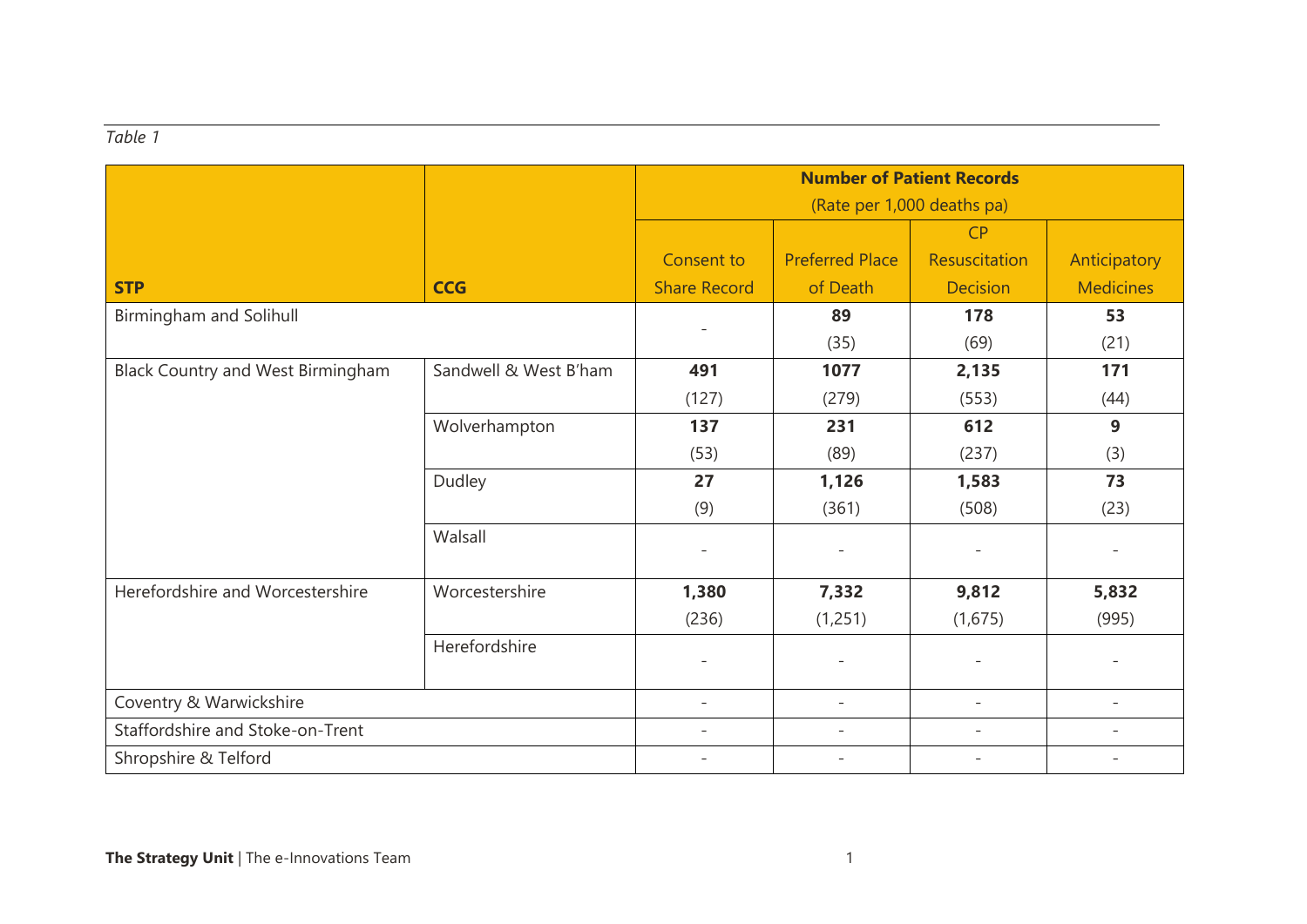*Table 1*

| STP | CCG | Number of Patient Records (Rate per 1,000 deaths pa) | | | |
|---|---|---|---|---|---|
| | | Consent to Share Record | Preferred Place of Death | CP Resuscitation Decision | Anticipatory Medicines |
| Birmingham and Solihull | | - | **89** (35) | **178** (69) | **53** (21) |
| Black Country and West Birmingham | Sandwell & West B'ham | **491** (127) | **1077** (279) | **2,135** (553) | **171** (44) |
| | Wolverhampton | **137** (53) | **231** (89) | **612** (237) | **9** (3) |
| | Dudley | **27** (9) | **1,126** (361) | **1,583** (508) | **73** (23) |
| | Walsall | - | - | - | - |
| Herefordshire and Worcestershire | Worcestershire | **1,380** (236) | **7,332** (1,251) | **9,812** (1,675) | **5,832** (995) |
| | Herefordshire | - | - | - | - |
| Coventry & Warwickshire | | - | - | - | - |
| Staffordshire and Stoke-on-Trent | | - | - | - | - |
| Shropshire & Telford | | - | - | - | - |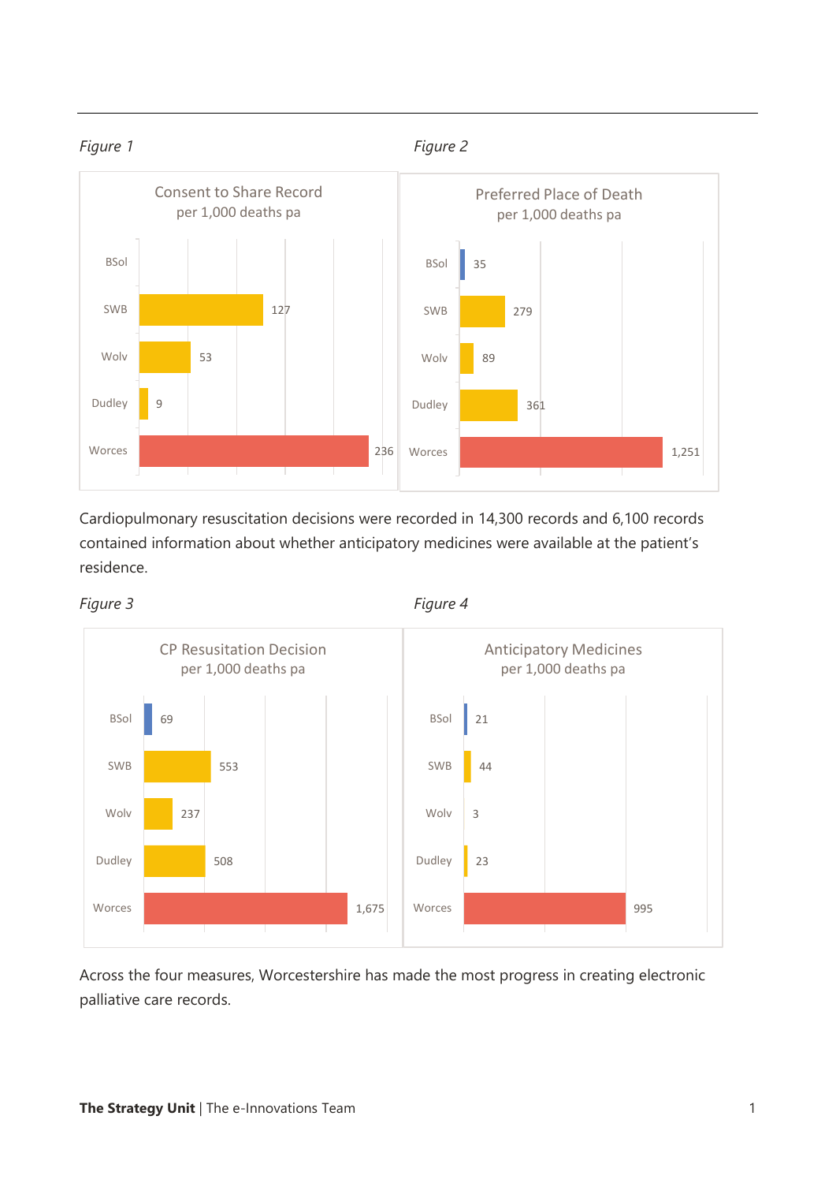*Figure 1*

**Consent to Share Record**
per 1,000 deaths pa

| | |
|---|---|
| BSol | |
| SWB | 127 |
| Wolv | 53 |
| Dudley | 9 |
| Worces | 236 |

*Figure 2*

**Preferred Place of Death**
per 1,000 deaths pa

| | |
|---|---|
| BSol | 35 |
| SWB | 279 |
| Wolv | 89 |
| Dudley | 361 |
| Worces | 1,251 |

Cardiopulmonary resuscitation decisions were recorded in 14,300 records and 6,100 records contained information about whether anticipatory medicines were available at the patient's residence.

*Figure 3*

**CP Resuscitation Decision**
per 1,000 deaths pa

| | |
|---|---|
| BSol | 69 |
| SWB | 553 |
| Wolv | 237 |
| Dudley | 508 |
| Worces | 1,675 |

*Figure 4*

**Anticipatory Medicines**
per 1,000 deaths pa

| | |
|---|---|
| BSol | 21 |
| SWB | 44 |
| Wolv | 3 |
| Dudley | 23 |
| Worces | 995 |

Across the four measures, Worcestershire has made the most progress in creating electronic palliative care records.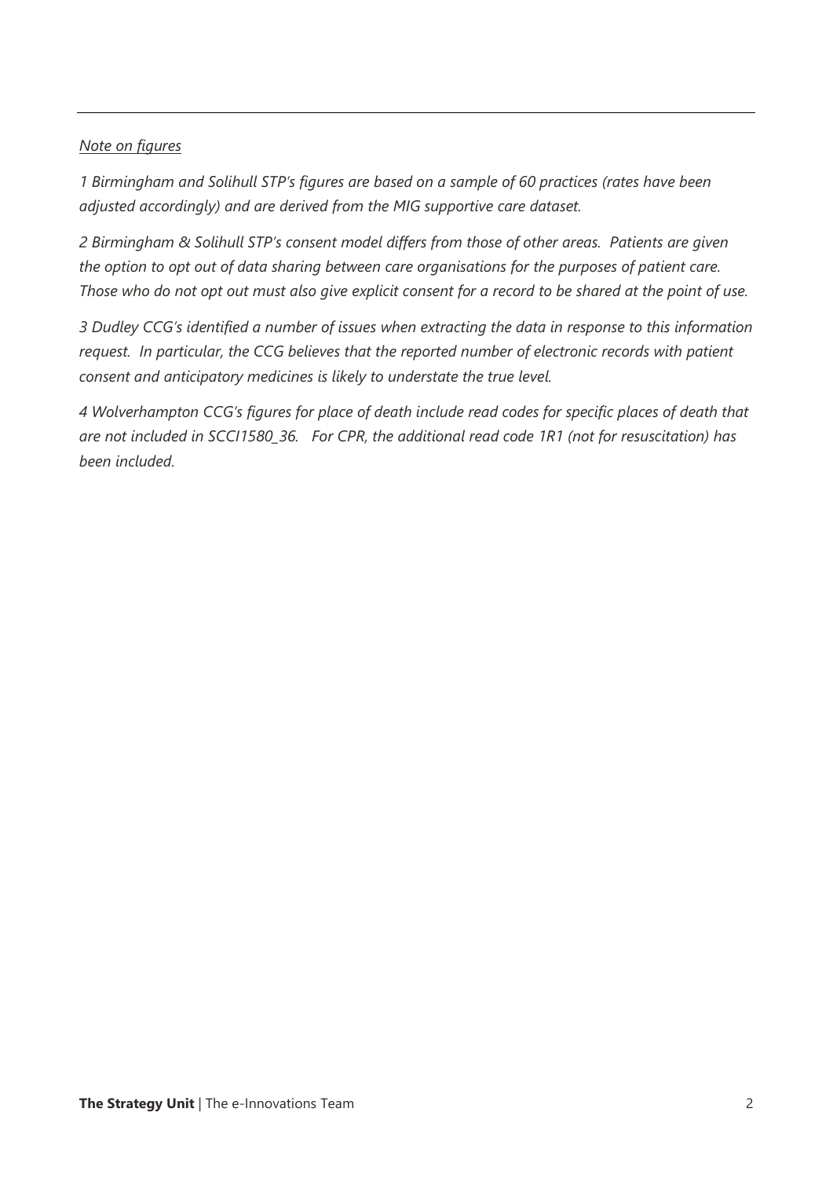*Note on figures*

*1 Birmingham and Solihull STP's figures are based on a sample of 60 practices (rates have been adjusted accordingly) and are derived from the MIG supportive care dataset.*

*2 Birmingham & Solihull STP's consent model differs from those of other areas. Patients are given the option to opt out of data sharing between care organisations for the purposes of patient care. Those who do not opt out must also give explicit consent for a record to be shared at the point of use.*

*3 Dudley CCG's identified a number of issues when extracting the data in response to this information request. In particular, the CCG believes that the reported number of electronic records with patient consent and anticipatory medicines is likely to understate the true level.*

*4 Wolverhampton CCG's figures for place of death include read codes for specific places of death that are not included in SCCI1580_36. For CPR, the additional read code 1R1 (not for resuscitation) has been included.*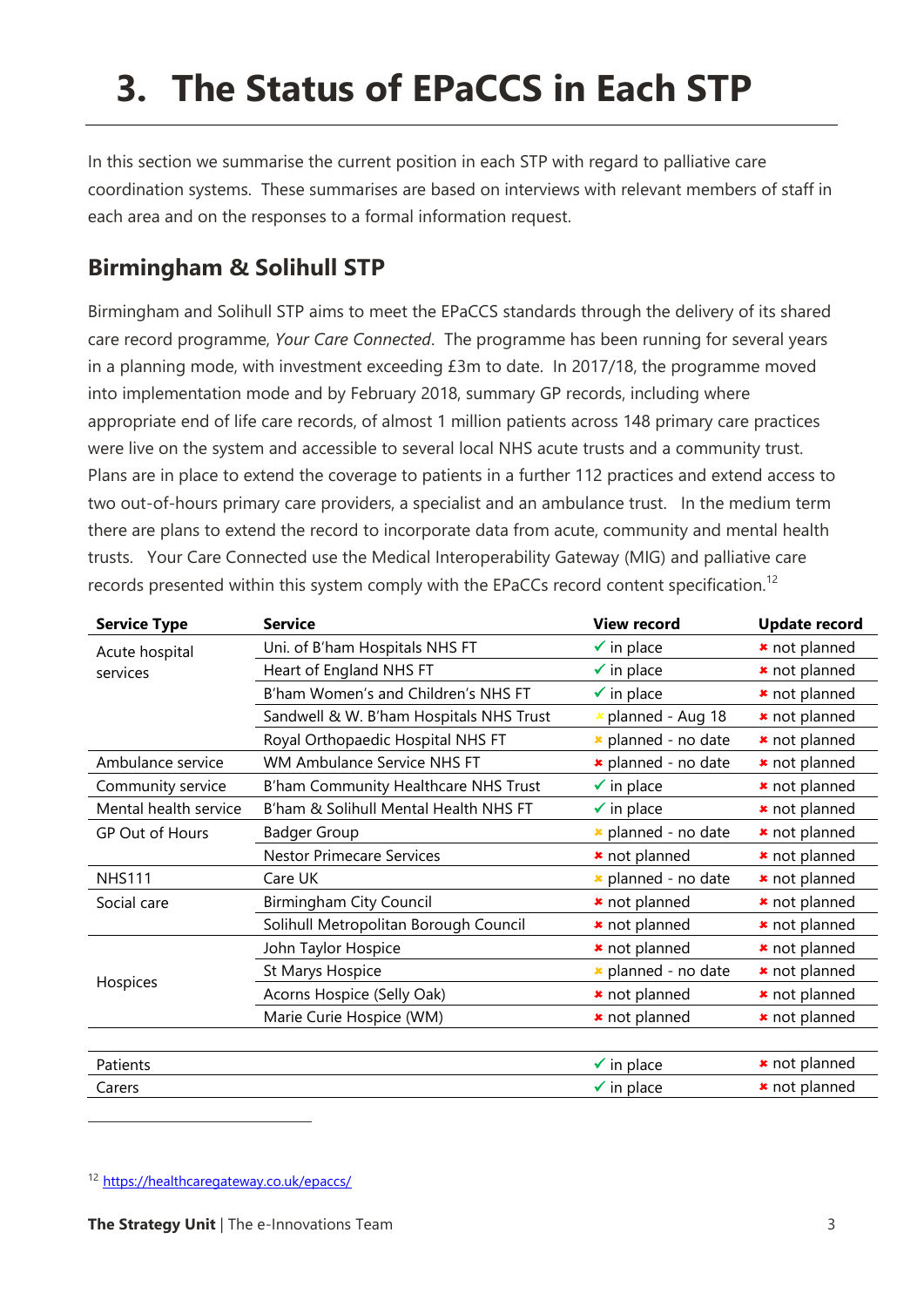# 3. The Status of EPaCCS in Each STP

In this section we summarise the current position in each STP with regard to palliative care coordination systems. These summarises are based on interviews with relevant members of staff in each area and on the responses to a formal information request.

## Birmingham & Solihull STP

Birmingham and Solihull STP aims to meet the EPaCCS standards through the delivery of its shared care record programme, *Your Care Connected*. The programme has been running for several years in a planning mode, with investment exceeding £3m to date. In 2017/18, the programme moved into implementation mode and by February 2018, summary GP records, including where appropriate end of life care records, of almost 1 million patients across 148 primary care practices were live on the system and accessible to several local NHS acute trusts and a community trust. Plans are in place to extend the coverage to patients in a further 112 practices and extend access to two out-of-hours primary care providers, a specialist and an ambulance trust. In the medium term there are plans to extend the record to incorporate data from acute, community and mental health trusts. Your Care Connected use the Medical Interoperability Gateway (MIG) and palliative care records presented within this system comply with the EPaCCs record content specification.[12]

| Service Type | Service | View record | Update record |
|---|---|---|---|
| Acute hospital services | Uni. of B'ham Hospitals NHS FT | ✓ in place | ✖ not planned |
| | Heart of England NHS FT | ✓ in place | ✖ not planned |
| | B'ham Women's and Children's NHS FT | ✓ in place | ✖ not planned |
| | Sandwell & W. B'ham Hospitals NHS Trust | ✗ planned - Aug 18 | ✖ not planned |
| | Royal Orthopaedic Hospital NHS FT | ✖ planned - no date | ✖ not planned |
| Ambulance service | WM Ambulance Service NHS FT | ✖ planned - no date | ✖ not planned |
| Community service | B'ham Community Healthcare NHS Trust | ✓ in place | ✖ not planned |
| Mental health service | B'ham & Solihull Mental Health NHS FT | ✓ in place | ✖ not planned |
| GP Out of Hours | Badger Group | ✖ planned - no date | ✖ not planned |
| | Nestor Primecare Services | ✖ not planned | ✖ not planned |
| NHS111 | Care UK | ✖ planned - no date | ✖ not planned |
| Social care | Birmingham City Council | ✖ not planned | ✖ not planned |
| | Solihull Metropolitan Borough Council | ✖ not planned | ✖ not planned |
| Hospices | John Taylor Hospice | ✖ not planned | ✖ not planned |
| | St Marys Hospice | ✖ planned - no date | ✖ not planned |
| | Acorns Hospice (Selly Oak) | ✖ not planned | ✖ not planned |
| | Marie Curie Hospice (WM) | ✖ not planned | ✖ not planned |
| Patients | | ✓ in place | ✖ not planned |
| Carers | | ✓ in place | ✖ not planned |

[12] https://healthcaregateway.co.uk/epaccs/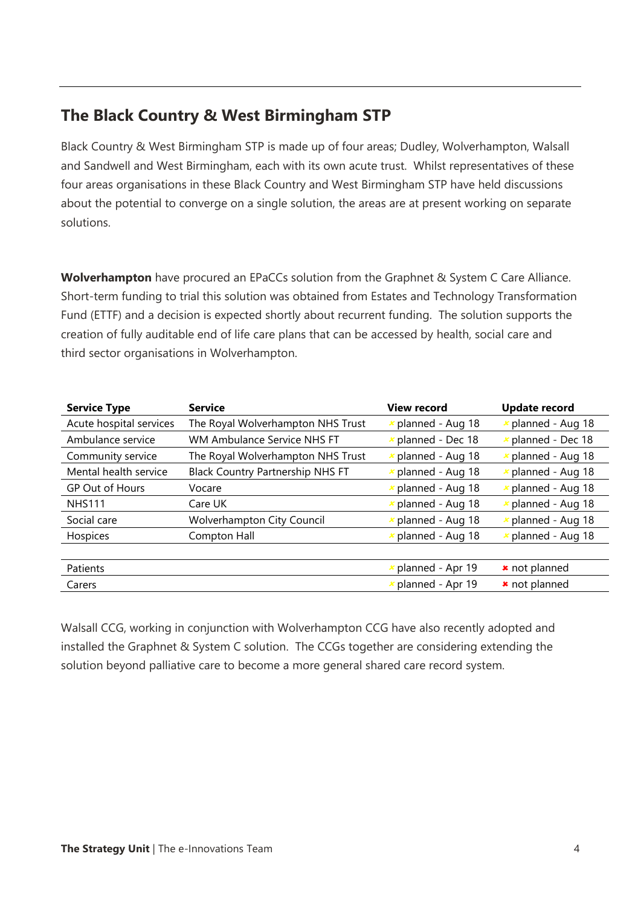## The Black Country & West Birmingham STP

Black Country & West Birmingham STP is made up of four areas; Dudley, Wolverhampton, Walsall and Sandwell and West Birmingham, each with its own acute trust. Whilst representatives of these four areas organisations in these Black Country and West Birmingham STP have held discussions about the potential to converge on a single solution, the areas are at present working on separate solutions.

**Wolverhampton** have procured an EPaCCs solution from the Graphnet & System C Care Alliance. Short-term funding to trial this solution was obtained from Estates and Technology Transformation Fund (ETTF) and a decision is expected shortly about recurrent funding. The solution supports the creation of fully auditable end of life care plans that can be accessed by health, social care and third sector organisations in Wolverhampton.

| Service Type | Service | View record | Update record |
|---|---|---|---|
| Acute hospital services | The Royal Wolverhampton NHS Trust | planned - Aug 18 | planned - Aug 18 |
| Ambulance service | WM Ambulance Service NHS FT | planned - Dec 18 | planned - Dec 18 |
| Community service | The Royal Wolverhampton NHS Trust | planned - Aug 18 | planned - Aug 18 |
| Mental health service | Black Country Partnership NHS FT | planned - Aug 18 | planned - Aug 18 |
| GP Out of Hours | Vocare | planned - Aug 18 | planned - Aug 18 |
| NHS111 | Care UK | planned - Aug 18 | planned - Aug 18 |
| Social care | Wolverhampton City Council | planned - Aug 18 | planned - Aug 18 |
| Hospices | Compton Hall | planned - Aug 18 | planned - Aug 18 |
| | | | |
| Patients | | planned - Apr 19 | ✖ not planned |
| Carers | | planned - Apr 19 | ✖ not planned |

Walsall CCG, working in conjunction with Wolverhampton CCG have also recently adopted and installed the Graphnet & System C solution. The CCGs together are considering extending the solution beyond palliative care to become a more general shared care record system.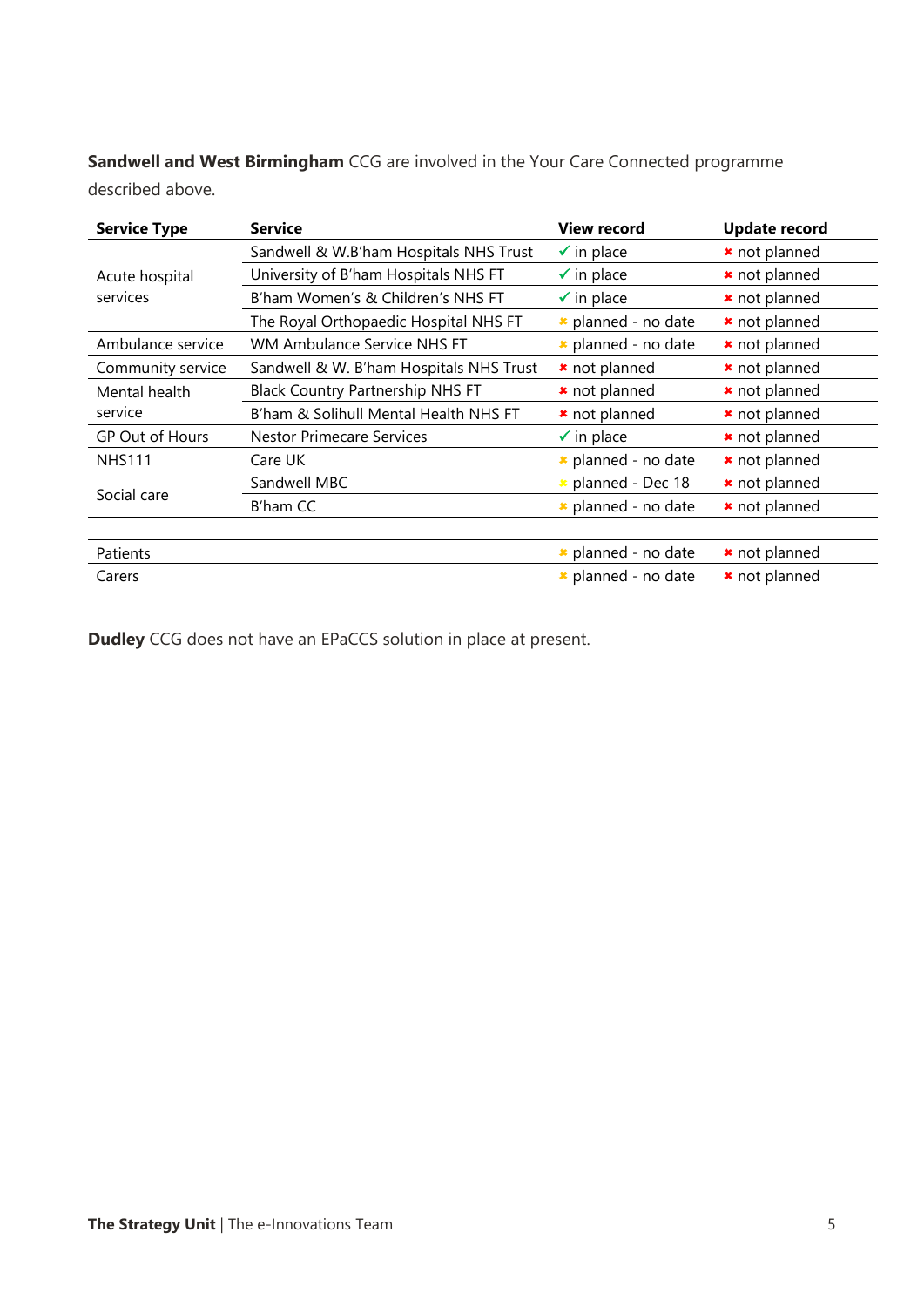**Sandwell and West Birmingham** CCG are involved in the Your Care Connected programme described above.

| Service Type | Service | View record | Update record |
|---|---|---|---|
| Acute hospital services | Sandwell & W.B'ham Hospitals NHS Trust | ✓ in place | ✖ not planned |
| | University of B'ham Hospitals NHS FT | ✓ in place | ✖ not planned |
| | B'ham Women's & Children's NHS FT | ✓ in place | ✖ not planned |
| | The Royal Orthopaedic Hospital NHS FT | ✖ planned - no date | ✖ not planned |
| Ambulance service | WM Ambulance Service NHS FT | ✖ planned - no date | ✖ not planned |
| Community service | Sandwell & W. B'ham Hospitals NHS Trust | ✖ not planned | ✖ not planned |
| Mental health service | Black Country Partnership NHS FT | ✖ not planned | ✖ not planned |
| | B'ham & Solihull Mental Health NHS FT | ✖ not planned | ✖ not planned |
| GP Out of Hours | Nestor Primecare Services | ✓ in place | ✖ not planned |
| NHS111 | Care UK | ✖ planned - no date | ✖ not planned |
| Social care | Sandwell MBC | ✖ planned - Dec 18 | ✖ not planned |
| | B'ham CC | ✖ planned - no date | ✖ not planned |
| | | | |
| Patients | | ✖ planned - no date | ✖ not planned |
| Carers | | ✖ planned - no date | ✖ not planned |

**Dudley** CCG does not have an EPaCCS solution in place at present.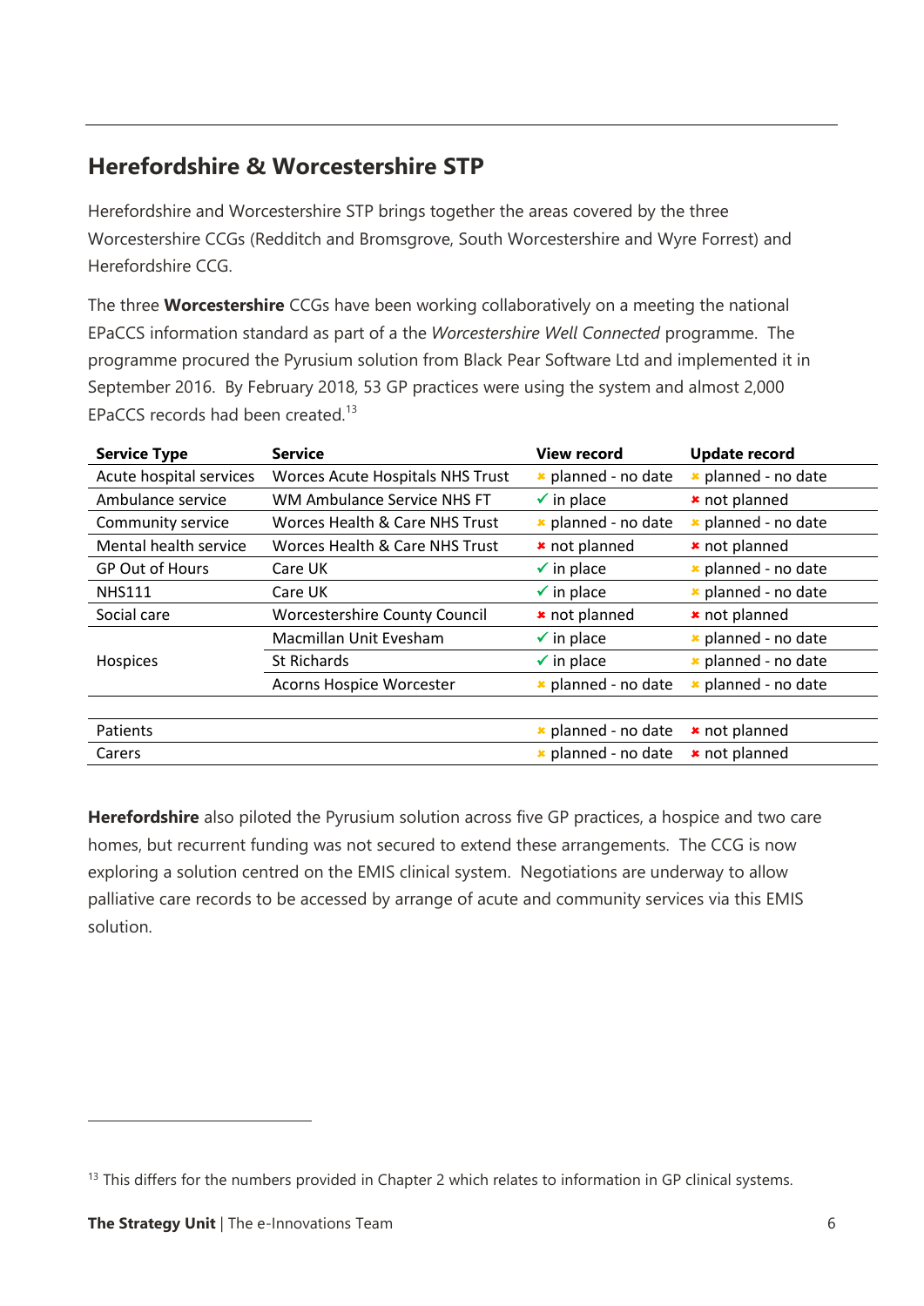## Herefordshire & Worcestershire STP

Herefordshire and Worcestershire STP brings together the areas covered by the three Worcestershire CCGs (Redditch and Bromsgrove, South Worcestershire and Wyre Forrest) and Herefordshire CCG.

The three **Worcestershire** CCGs have been working collaboratively on a meeting the national EPaCCS information standard as part of a the *Worcestershire Well Connected* programme. The programme procured the Pyrusium solution from Black Pear Software Ltd and implemented it in September 2016. By February 2018, 53 GP practices were using the system and almost 2,000 EPaCCS records had been created.[13]

| Service Type | Service | View record | Update record |
|---|---|---|---|
| Acute hospital services | Worces Acute Hospitals NHS Trust | ✖ planned - no date | ✖ planned - no date |
| Ambulance service | WM Ambulance Service NHS FT | ✓ in place | ✖ not planned |
| Community service | Worces Health & Care NHS Trust | ✖ planned - no date | ✖ planned - no date |
| Mental health service | Worces Health & Care NHS Trust | ✖ not planned | ✖ not planned |
| GP Out of Hours | Care UK | ✓ in place | ✖ planned - no date |
| NHS111 | Care UK | ✓ in place | ✖ planned - no date |
| Social care | Worcestershire County Council | ✖ not planned | ✖ not planned |
| Hospices | Macmillan Unit Evesham | ✓ in place | ✖ planned - no date |
| | St Richards | ✓ in place | ✖ planned - no date |
| | Acorns Hospice Worcester | ✖ planned - no date | ✖ planned - no date |
| | | | |
| Patients | | ✖ planned - no date | ✖ not planned |
| Carers | | ✖ planned - no date | ✖ not planned |

**Herefordshire** also piloted the Pyrusium solution across five GP practices, a hospice and two care homes, but recurrent funding was not secured to extend these arrangements. The CCG is now exploring a solution centred on the EMIS clinical system. Negotiations are underway to allow palliative care records to be accessed by arrange of acute and community services via this EMIS solution.

[13] This differs for the numbers provided in Chapter 2 which relates to information in GP clinical systems.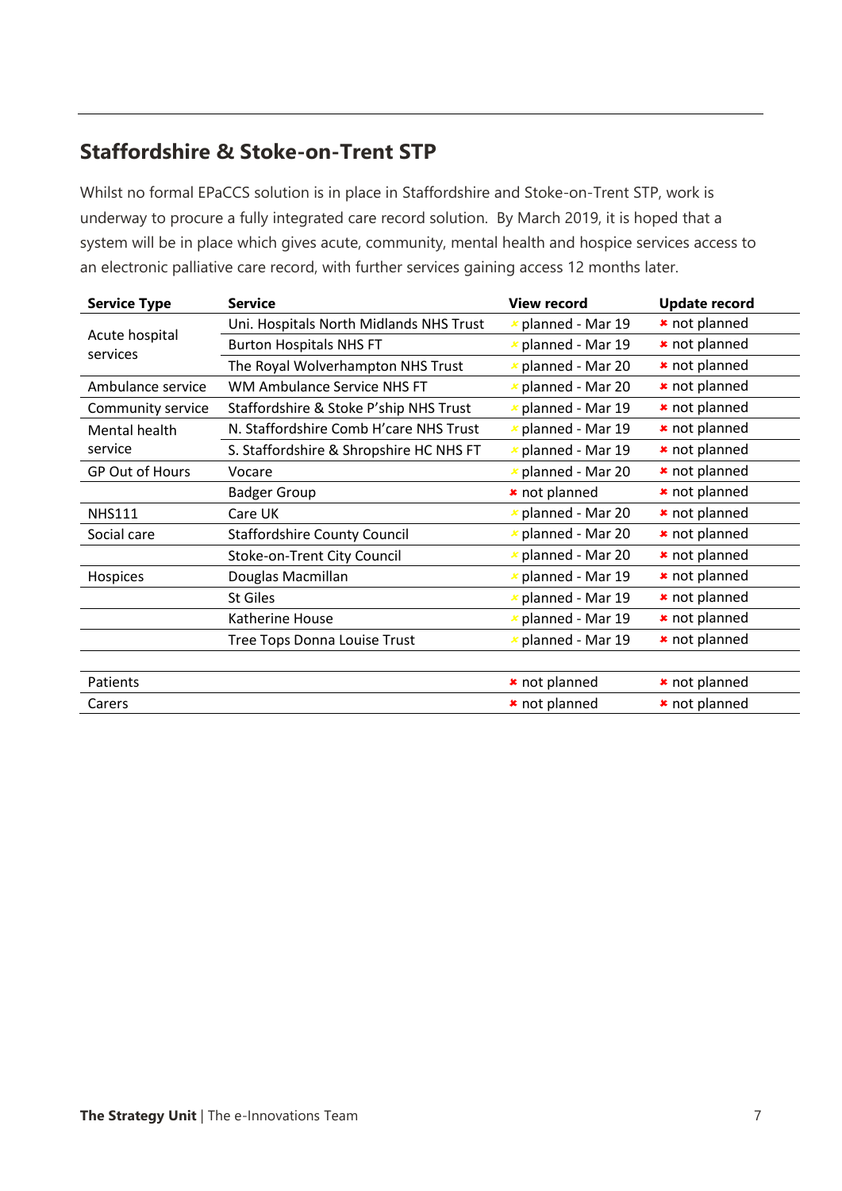## Staffordshire & Stoke-on-Trent STP

Whilst no formal EPaCCS solution is in place in Staffordshire and Stoke-on-Trent STP, work is underway to procure a fully integrated care record solution. By March 2019, it is hoped that a system will be in place which gives acute, community, mental health and hospice services access to an electronic palliative care record, with further services gaining access 12 months later.

| Service Type | Service | View record | Update record |
|---|---|---|---|
| Acute hospital services | Uni. Hospitals North Midlands NHS Trust | planned - Mar 19 | ✖ not planned |
| | Burton Hospitals NHS FT | planned - Mar 19 | ✖ not planned |
| | The Royal Wolverhampton NHS Trust | planned - Mar 20 | ✖ not planned |
| Ambulance service | WM Ambulance Service NHS FT | planned - Mar 20 | ✖ not planned |
| Community service | Staffordshire & Stoke P'ship NHS Trust | planned - Mar 19 | ✖ not planned |
| Mental health service | N. Staffordshire Comb H'care NHS Trust | planned - Mar 19 | ✖ not planned |
| | S. Staffordshire & Shropshire HC NHS FT | planned - Mar 19 | ✖ not planned |
| GP Out of Hours | Vocare | planned - Mar 20 | ✖ not planned |
| | Badger Group | ✖ not planned | ✖ not planned |
| NHS111 | Care UK | planned - Mar 20 | ✖ not planned |
| Social care | Staffordshire County Council | planned - Mar 20 | ✖ not planned |
| | Stoke-on-Trent City Council | planned - Mar 20 | ✖ not planned |
| Hospices | Douglas Macmillan | planned - Mar 19 | ✖ not planned |
| | St Giles | planned - Mar 19 | ✖ not planned |
| | Katherine House | planned - Mar 19 | ✖ not planned |
| | Tree Tops Donna Louise Trust | planned - Mar 19 | ✖ not planned |
| | | | |
| Patients | | ✖ not planned | ✖ not planned |
| Carers | | ✖ not planned | ✖ not planned |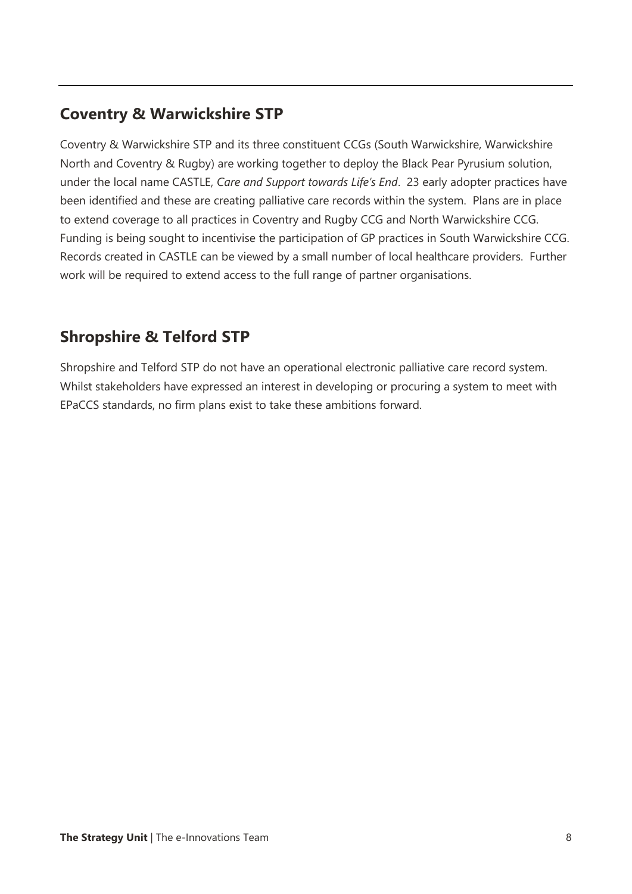## Coventry & Warwickshire STP

Coventry & Warwickshire STP and its three constituent CCGs (South Warwickshire, Warwickshire North and Coventry & Rugby) are working together to deploy the Black Pear Pyrusium solution, under the local name CASTLE, *Care and Support towards Life's End*. 23 early adopter practices have been identified and these are creating palliative care records within the system. Plans are in place to extend coverage to all practices in Coventry and Rugby CCG and North Warwickshire CCG. Funding is being sought to incentivise the participation of GP practices in South Warwickshire CCG. Records created in CASTLE can be viewed by a small number of local healthcare providers. Further work will be required to extend access to the full range of partner organisations.

## Shropshire & Telford STP

Shropshire and Telford STP do not have an operational electronic palliative care record system. Whilst stakeholders have expressed an interest in developing or procuring a system to meet with EPaCCS standards, no firm plans exist to take these ambitions forward.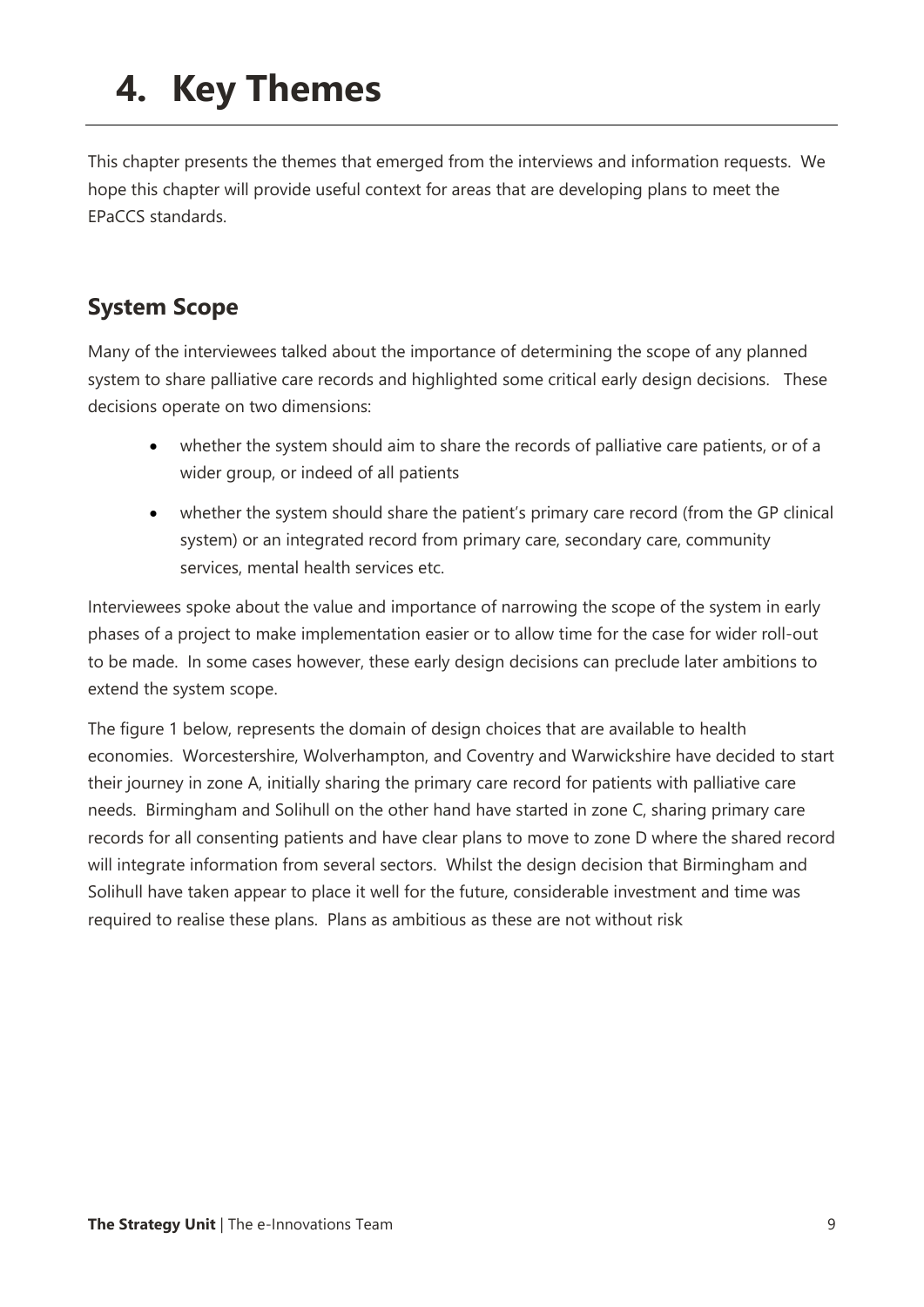# 4. Key Themes

This chapter presents the themes that emerged from the interviews and information requests. We hope this chapter will provide useful context for areas that are developing plans to meet the EPaCCS standards.

## System Scope

Many of the interviewees talked about the importance of determining the scope of any planned system to share palliative care records and highlighted some critical early design decisions. These decisions operate on two dimensions:

- whether the system should aim to share the records of palliative care patients, or of a wider group, or indeed of all patients
- whether the system should share the patient's primary care record (from the GP clinical system) or an integrated record from primary care, secondary care, community services, mental health services etc.

Interviewees spoke about the value and importance of narrowing the scope of the system in early phases of a project to make implementation easier or to allow time for the case for wider roll-out to be made. In some cases however, these early design decisions can preclude later ambitions to extend the system scope.

The figure 1 below, represents the domain of design choices that are available to health economies. Worcestershire, Wolverhampton, and Coventry and Warwickshire have decided to start their journey in zone A, initially sharing the primary care record for patients with palliative care needs. Birmingham and Solihull on the other hand have started in zone C, sharing primary care records for all consenting patients and have clear plans to move to zone D where the shared record will integrate information from several sectors. Whilst the design decision that Birmingham and Solihull have taken appear to place it well for the future, considerable investment and time was required to realise these plans. Plans as ambitious as these are not without risk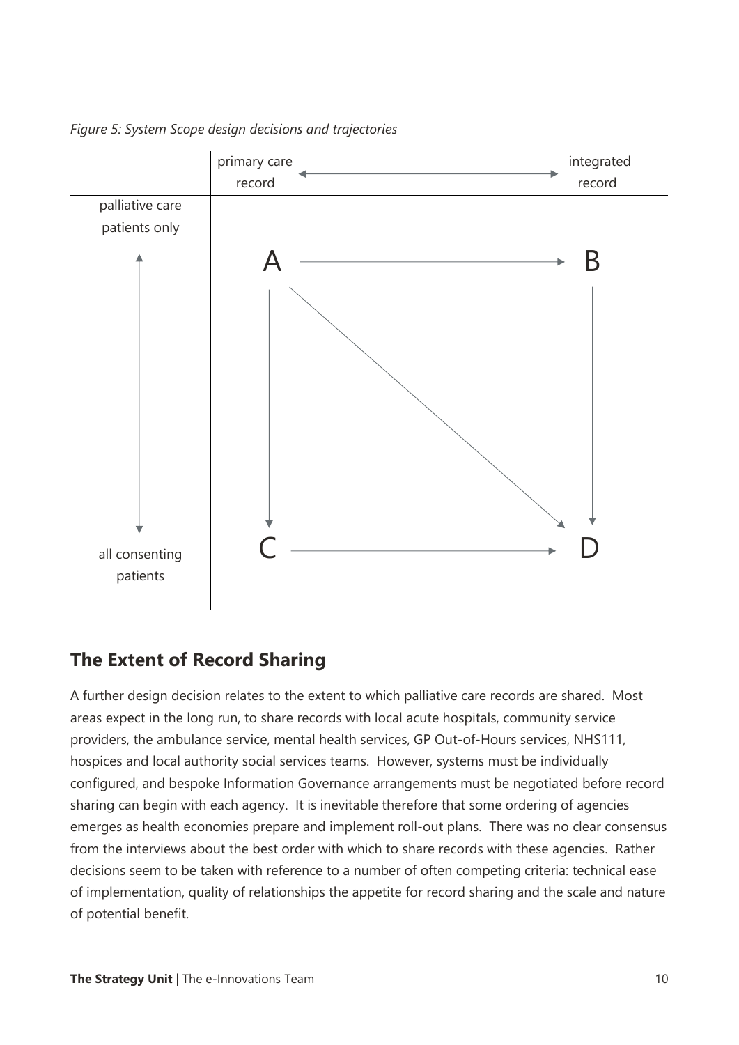*Figure 5: System Scope design decisions and trajectories*

|  | primary care record ↔ integrated record |  |
|---|---|---|
| palliative care patients only | A → B |  |
| ↕ | A ↓ C, A ↘ D, B ↓ D |  |
| all consenting patients | C → D |  |

## The Extent of Record Sharing

A further design decision relates to the extent to which palliative care records are shared. Most areas expect in the long run, to share records with local acute hospitals, community service providers, the ambulance service, mental health services, GP Out-of-Hours services, NHS111, hospices and local authority social services teams. However, systems must be individually configured, and bespoke Information Governance arrangements must be negotiated before record sharing can begin with each agency. It is inevitable therefore that some ordering of agencies emerges as health economies prepare and implement roll-out plans. There was no clear consensus from the interviews about the best order with which to share records with these agencies. Rather decisions seem to be taken with reference to a number of often competing criteria: technical ease of implementation, quality of relationships the appetite for record sharing and the scale and nature of potential benefit.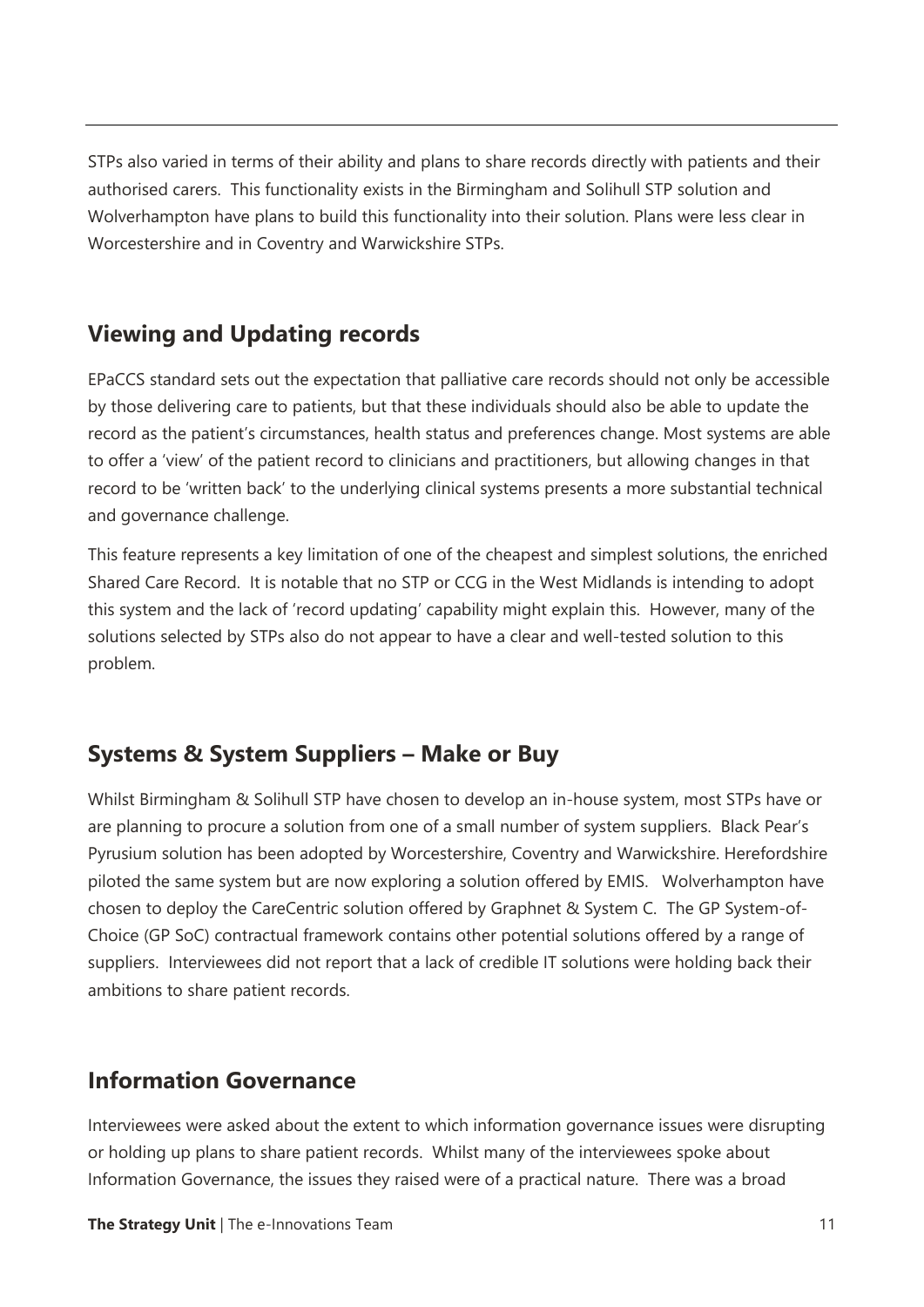STPs also varied in terms of their ability and plans to share records directly with patients and their authorised carers. This functionality exists in the Birmingham and Solihull STP solution and Wolverhampton have plans to build this functionality into their solution. Plans were less clear in Worcestershire and in Coventry and Warwickshire STPs.

## Viewing and Updating records

EPaCCS standard sets out the expectation that palliative care records should not only be accessible by those delivering care to patients, but that these individuals should also be able to update the record as the patient's circumstances, health status and preferences change. Most systems are able to offer a 'view' of the patient record to clinicians and practitioners, but allowing changes in that record to be 'written back' to the underlying clinical systems presents a more substantial technical and governance challenge.

This feature represents a key limitation of one of the cheapest and simplest solutions, the enriched Shared Care Record. It is notable that no STP or CCG in the West Midlands is intending to adopt this system and the lack of 'record updating' capability might explain this. However, many of the solutions selected by STPs also do not appear to have a clear and well-tested solution to this problem.

## Systems & System Suppliers – Make or Buy

Whilst Birmingham & Solihull STP have chosen to develop an in-house system, most STPs have or are planning to procure a solution from one of a small number of system suppliers. Black Pear's Pyrusium solution has been adopted by Worcestershire, Coventry and Warwickshire. Herefordshire piloted the same system but are now exploring a solution offered by EMIS. Wolverhampton have chosen to deploy the CareCentric solution offered by Graphnet & System C. The GP System-of-Choice (GP SoC) contractual framework contains other potential solutions offered by a range of suppliers. Interviewees did not report that a lack of credible IT solutions were holding back their ambitions to share patient records.

## Information Governance

Interviewees were asked about the extent to which information governance issues were disrupting or holding up plans to share patient records. Whilst many of the interviewees spoke about Information Governance, the issues they raised were of a practical nature. There was a broad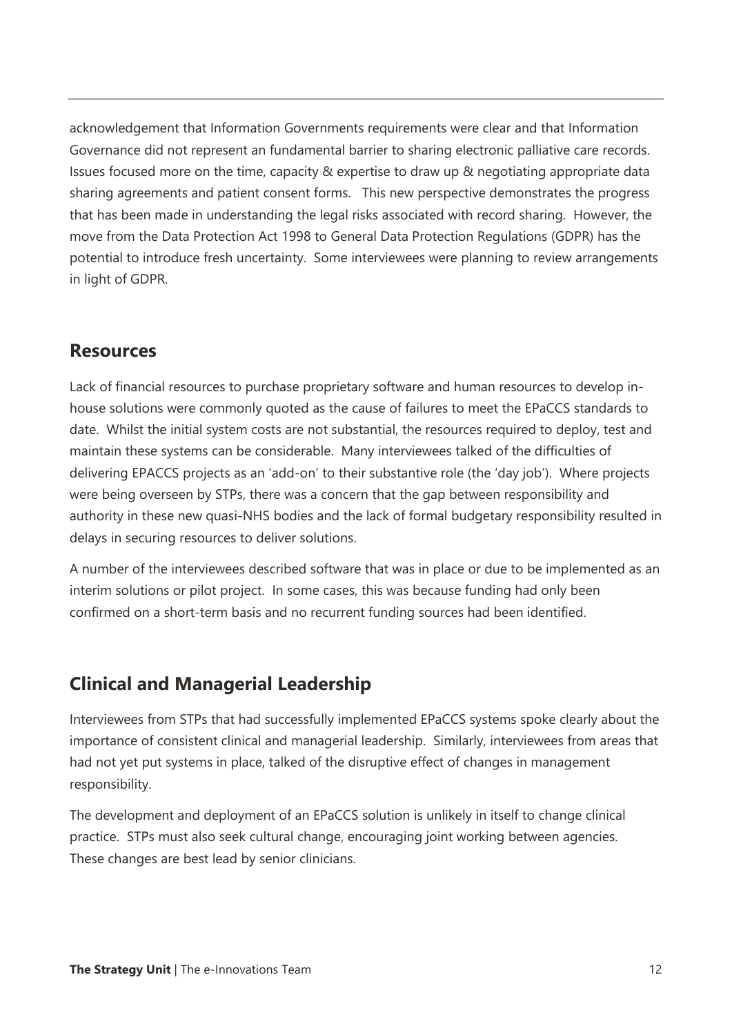acknowledgement that Information Governments requirements were clear and that Information Governance did not represent an fundamental barrier to sharing electronic palliative care records. Issues focused more on the time, capacity & expertise to draw up & negotiating appropriate data sharing agreements and patient consent forms. This new perspective demonstrates the progress that has been made in understanding the legal risks associated with record sharing. However, the move from the Data Protection Act 1998 to General Data Protection Regulations (GDPR) has the potential to introduce fresh uncertainty. Some interviewees were planning to review arrangements in light of GDPR.

## Resources

Lack of financial resources to purchase proprietary software and human resources to develop in-house solutions were commonly quoted as the cause of failures to meet the EPaCCS standards to date. Whilst the initial system costs are not substantial, the resources required to deploy, test and maintain these systems can be considerable. Many interviewees talked of the difficulties of delivering EPACCS projects as an 'add-on' to their substantive role (the 'day job'). Where projects were being overseen by STPs, there was a concern that the gap between responsibility and authority in these new quasi-NHS bodies and the lack of formal budgetary responsibility resulted in delays in securing resources to deliver solutions.

A number of the interviewees described software that was in place or due to be implemented as an interim solutions or pilot project. In some cases, this was because funding had only been confirmed on a short-term basis and no recurrent funding sources had been identified.

## Clinical and Managerial Leadership

Interviewees from STPs that had successfully implemented EPaCCS systems spoke clearly about the importance of consistent clinical and managerial leadership. Similarly, interviewees from areas that had not yet put systems in place, talked of the disruptive effect of changes in management responsibility.

The development and deployment of an EPaCCS solution is unlikely in itself to change clinical practice. STPs must also seek cultural change, encouraging joint working between agencies. These changes are best lead by senior clinicians.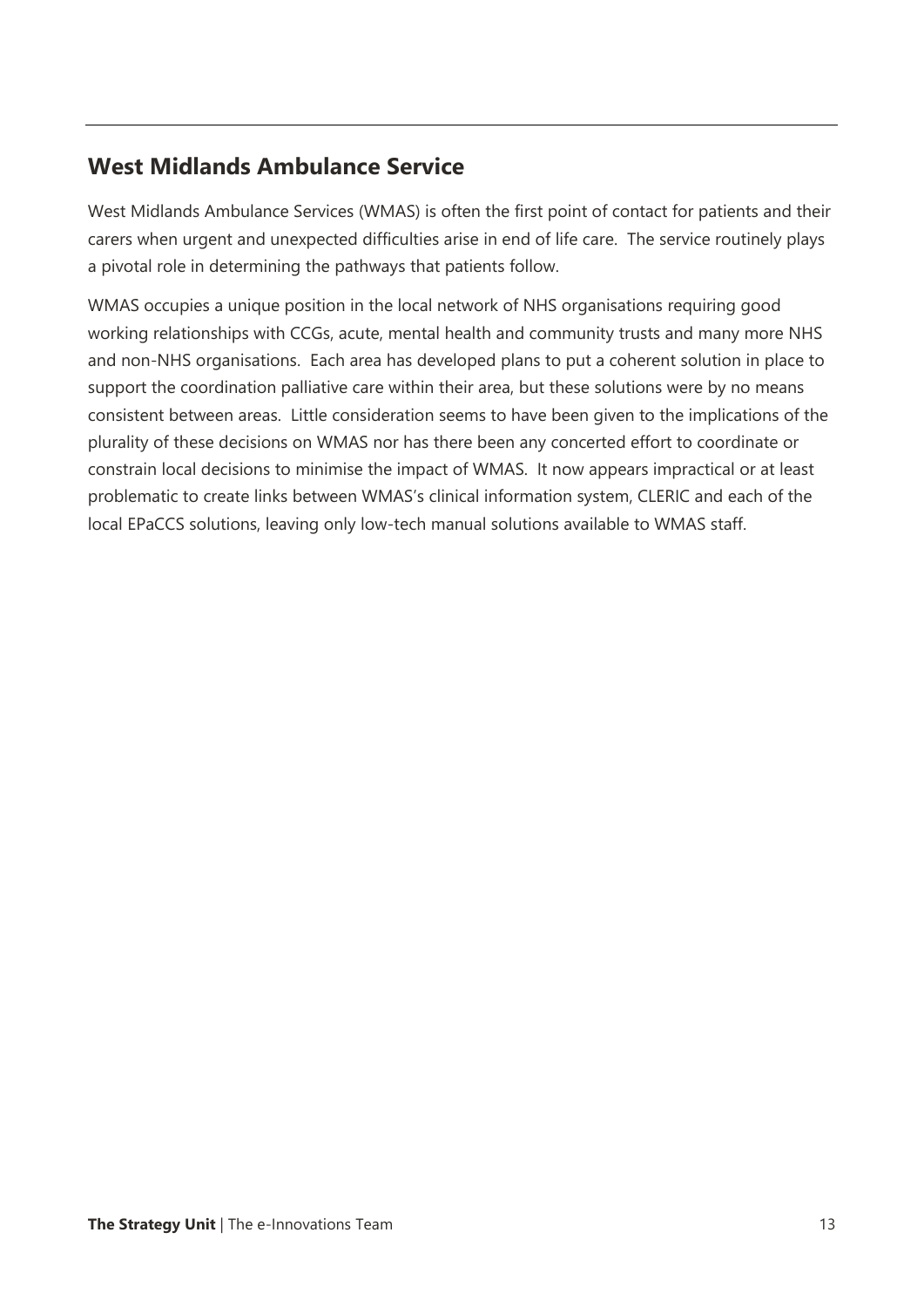## West Midlands Ambulance Service

West Midlands Ambulance Services (WMAS) is often the first point of contact for patients and their carers when urgent and unexpected difficulties arise in end of life care. The service routinely plays a pivotal role in determining the pathways that patients follow.

WMAS occupies a unique position in the local network of NHS organisations requiring good working relationships with CCGs, acute, mental health and community trusts and many more NHS and non-NHS organisations. Each area has developed plans to put a coherent solution in place to support the coordination palliative care within their area, but these solutions were by no means consistent between areas. Little consideration seems to have been given to the implications of the plurality of these decisions on WMAS nor has there been any concerted effort to coordinate or constrain local decisions to minimise the impact of WMAS. It now appears impractical or at least problematic to create links between WMAS's clinical information system, CLERIC and each of the local EPaCCS solutions, leaving only low-tech manual solutions available to WMAS staff.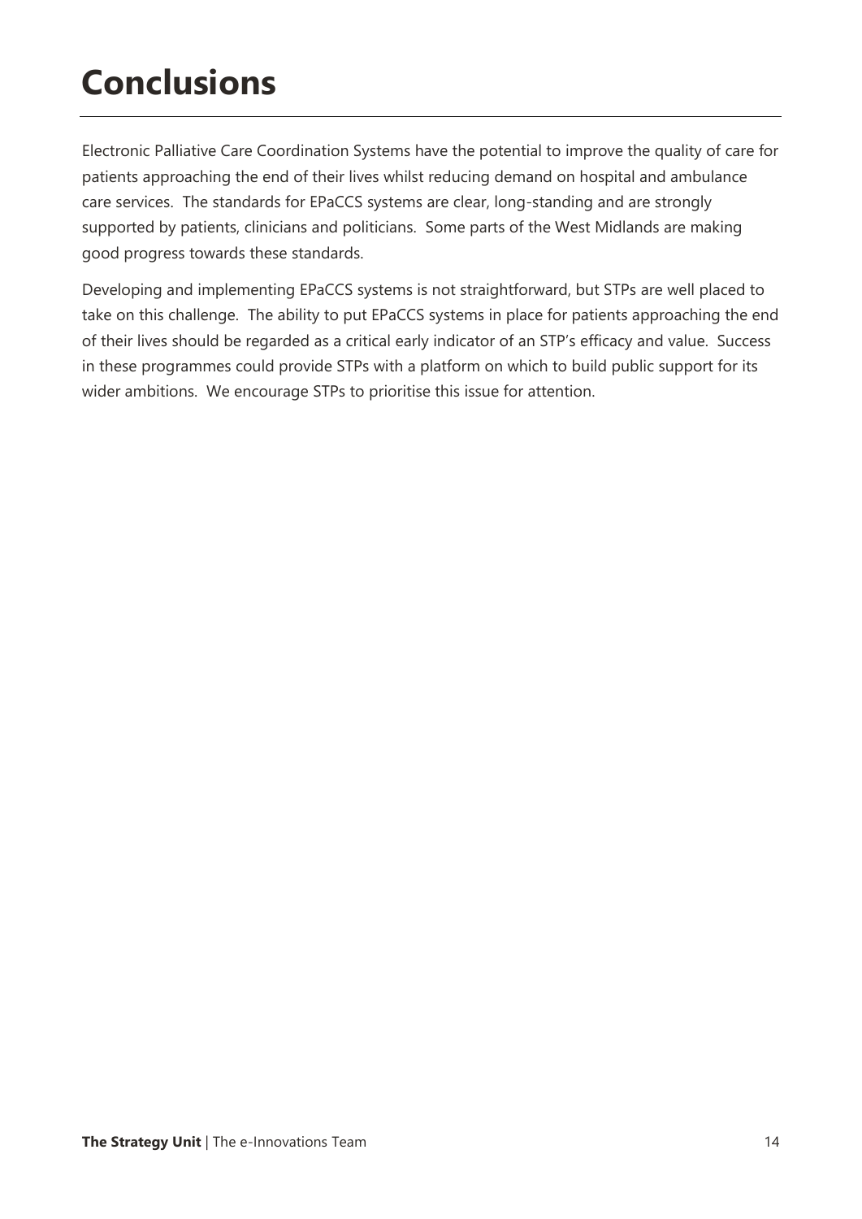# Conclusions

Electronic Palliative Care Coordination Systems have the potential to improve the quality of care for patients approaching the end of their lives whilst reducing demand on hospital and ambulance care services. The standards for EPaCCS systems are clear, long-standing and are strongly supported by patients, clinicians and politicians. Some parts of the West Midlands are making good progress towards these standards.

Developing and implementing EPaCCS systems is not straightforward, but STPs are well placed to take on this challenge. The ability to put EPaCCS systems in place for patients approaching the end of their lives should be regarded as a critical early indicator of an STP's efficacy and value. Success in these programmes could provide STPs with a platform on which to build public support for its wider ambitions. We encourage STPs to prioritise this issue for attention.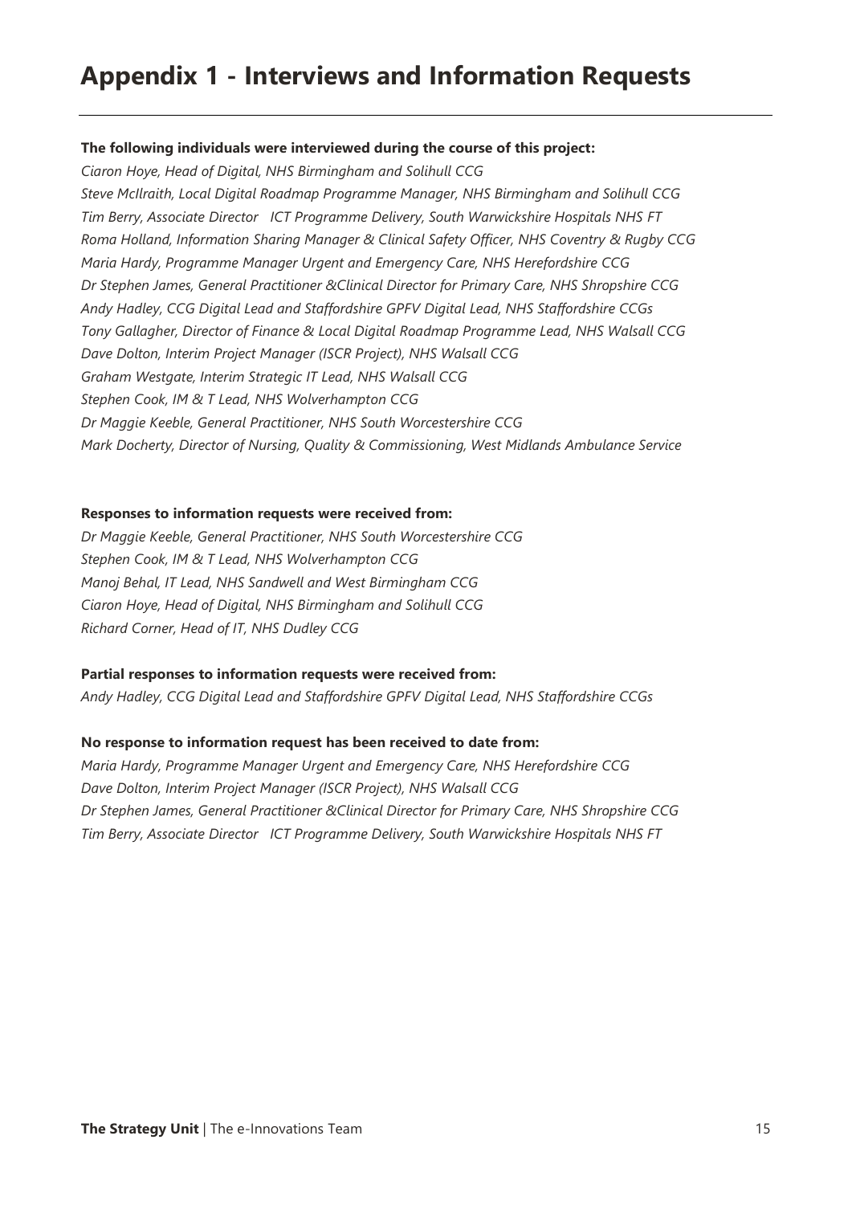# Appendix 1 - Interviews and Information Requests

**The following individuals were interviewed during the course of this project:**

*Ciaron Hoye, Head of Digital, NHS Birmingham and Solihull CCG*
*Steve McIlraith, Local Digital Roadmap Programme Manager, NHS Birmingham and Solihull CCG*
*Tim Berry, Associate Director ICT Programme Delivery, South Warwickshire Hospitals NHS FT*
*Roma Holland, Information Sharing Manager & Clinical Safety Officer, NHS Coventry & Rugby CCG*
*Maria Hardy, Programme Manager Urgent and Emergency Care, NHS Herefordshire CCG*
*Dr Stephen James, General Practitioner &Clinical Director for Primary Care, NHS Shropshire CCG*
*Andy Hadley, CCG Digital Lead and Staffordshire GPFV Digital Lead, NHS Staffordshire CCGs*
*Tony Gallagher, Director of Finance & Local Digital Roadmap Programme Lead, NHS Walsall CCG*
*Dave Dolton, Interim Project Manager (ISCR Project), NHS Walsall CCG*
*Graham Westgate, Interim Strategic IT Lead, NHS Walsall CCG*
*Stephen Cook, IM & T Lead, NHS Wolverhampton CCG*
*Dr Maggie Keeble, General Practitioner, NHS South Worcestershire CCG*
*Mark Docherty, Director of Nursing, Quality & Commissioning, West Midlands Ambulance Service*

**Responses to information requests were received from:**

*Dr Maggie Keeble, General Practitioner, NHS South Worcestershire CCG*
*Stephen Cook, IM & T Lead, NHS Wolverhampton CCG*
*Manoj Behal, IT Lead, NHS Sandwell and West Birmingham CCG*
*Ciaron Hoye, Head of Digital, NHS Birmingham and Solihull CCG*
*Richard Corner, Head of IT, NHS Dudley CCG*

**Partial responses to information requests were received from:**

*Andy Hadley, CCG Digital Lead and Staffordshire GPFV Digital Lead, NHS Staffordshire CCGs*

**No response to information request has been received to date from:**

*Maria Hardy, Programme Manager Urgent and Emergency Care, NHS Herefordshire CCG*
*Dave Dolton, Interim Project Manager (ISCR Project), NHS Walsall CCG*
*Dr Stephen James, General Practitioner &Clinical Director for Primary Care, NHS Shropshire CCG*
*Tim Berry, Associate Director ICT Programme Delivery, South Warwickshire Hospitals NHS FT*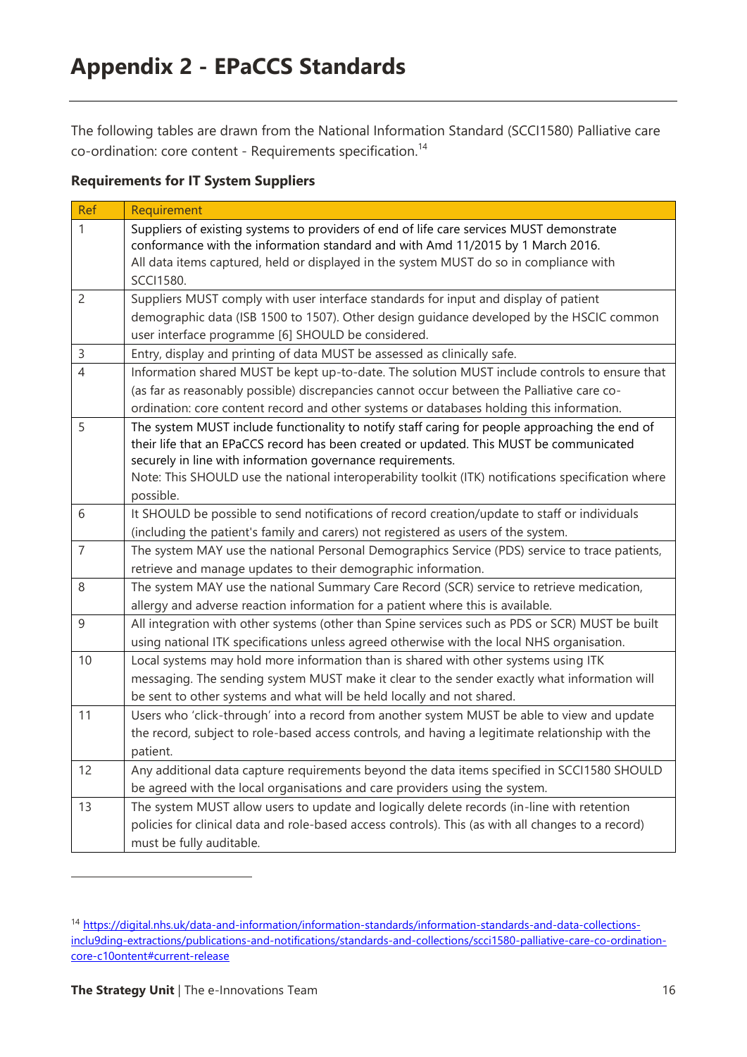# Appendix 2 - EPaCCS Standards

The following tables are drawn from the National Information Standard (SCCI1580) Palliative care co-ordination: core content - Requirements specification.[14]

**Requirements for IT System Suppliers**

| Ref | Requirement |
|---|---|
| 1 | Suppliers of existing systems to providers of end of life care services MUST demonstrate conformance with the information standard and with Amd 11/2015 by 1 March 2016. All data items captured, held or displayed in the system MUST do so in compliance with SCCI1580. |
| 2 | Suppliers MUST comply with user interface standards for input and display of patient demographic data (ISB 1500 to 1507). Other design guidance developed by the HSCIC common user interface programme [6] SHOULD be considered. |
| 3 | Entry, display and printing of data MUST be assessed as clinically safe. |
| 4 | Information shared MUST be kept up-to-date. The solution MUST include controls to ensure that (as far as reasonably possible) discrepancies cannot occur between the Palliative care co-ordination: core content record and other systems or databases holding this information. |
| 5 | The system MUST include functionality to notify staff caring for people approaching the end of their life that an EPaCCS record has been created or updated. This MUST be communicated securely in line with information governance requirements. Note: This SHOULD use the national interoperability toolkit (ITK) notifications specification where possible. |
| 6 | It SHOULD be possible to send notifications of record creation/update to staff or individuals (including the patient's family and carers) not registered as users of the system. |
| 7 | The system MAY use the national Personal Demographics Service (PDS) service to trace patients, retrieve and manage updates to their demographic information. |
| 8 | The system MAY use the national Summary Care Record (SCR) service to retrieve medication, allergy and adverse reaction information for a patient where this is available. |
| 9 | All integration with other systems (other than Spine services such as PDS or SCR) MUST be built using national ITK specifications unless agreed otherwise with the local NHS organisation. |
| 10 | Local systems may hold more information than is shared with other systems using ITK messaging. The sending system MUST make it clear to the sender exactly what information will be sent to other systems and what will be held locally and not shared. |
| 11 | Users who 'click-through' into a record from another system MUST be able to view and update the record, subject to role-based access controls, and having a legitimate relationship with the patient. |
| 12 | Any additional data capture requirements beyond the data items specified in SCCI1580 SHOULD be agreed with the local organisations and care providers using the system. |
| 13 | The system MUST allow users to update and logically delete records (in-line with retention policies for clinical data and role-based access controls). This (as with all changes to a record) must be fully auditable. |

[14] https://digital.nhs.uk/data-and-information/information-standards/information-standards-and-data-collections-inclu9ding-extractions/publications-and-notifications/standards-and-collections/scci1580-palliative-care-co-ordination-core-c10ontent#current-release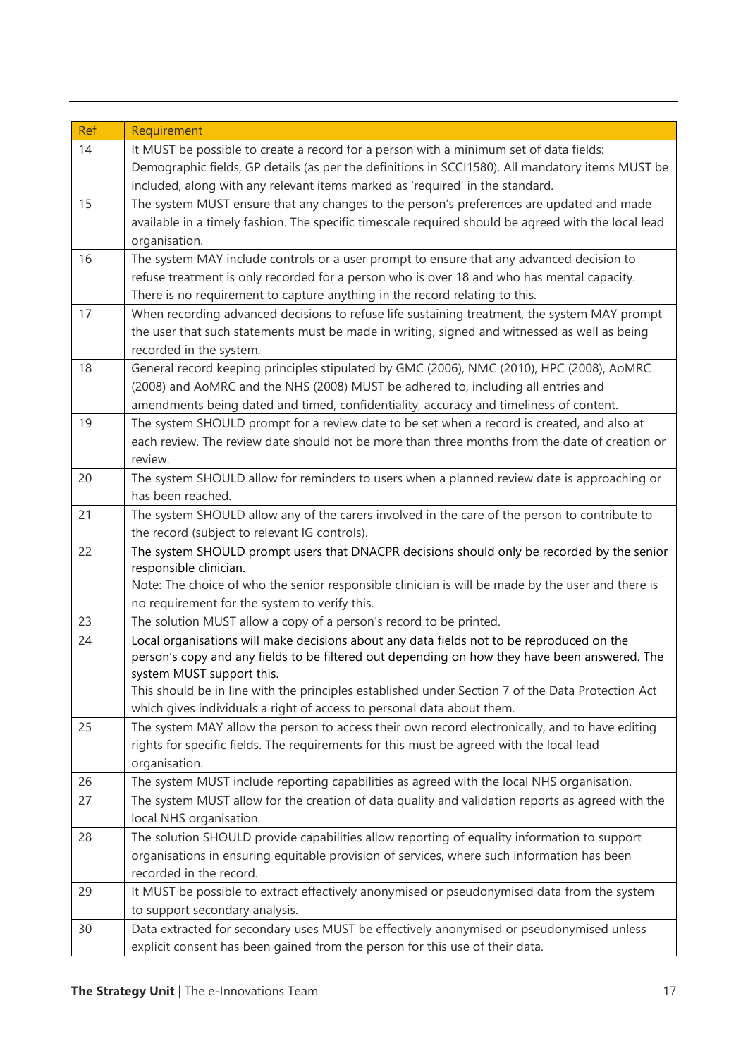| Ref | Requirement |
|---|---|
| 14 | It MUST be possible to create a record for a person with a minimum set of data fields: Demographic fields, GP details (as per the definitions in SCCI1580). All mandatory items MUST be included, along with any relevant items marked as 'required' in the standard. |
| 15 | The system MUST ensure that any changes to the person's preferences are updated and made available in a timely fashion. The specific timescale required should be agreed with the local lead organisation. |
| 16 | The system MAY include controls or a user prompt to ensure that any advanced decision to refuse treatment is only recorded for a person who is over 18 and who has mental capacity. There is no requirement to capture anything in the record relating to this. |
| 17 | When recording advanced decisions to refuse life sustaining treatment, the system MAY prompt the user that such statements must be made in writing, signed and witnessed as well as being recorded in the system. |
| 18 | General record keeping principles stipulated by GMC (2006), NMC (2010), HPC (2008), AoMRC (2008) and AoMRC and the NHS (2008) MUST be adhered to, including all entries and amendments being dated and timed, confidentiality, accuracy and timeliness of content. |
| 19 | The system SHOULD prompt for a review date to be set when a record is created, and also at each review. The review date should not be more than three months from the date of creation or review. |
| 20 | The system SHOULD allow for reminders to users when a planned review date is approaching or has been reached. |
| 21 | The system SHOULD allow any of the carers involved in the care of the person to contribute to the record (subject to relevant IG controls). |
| 22 | The system SHOULD prompt users that DNACPR decisions should only be recorded by the senior responsible clinician.<br>Note: The choice of who the senior responsible clinician is will be made by the user and there is no requirement for the system to verify this. |
| 23 | The solution MUST allow a copy of a person's record to be printed. |
| 24 | Local organisations will make decisions about any data fields not to be reproduced on the person's copy and any fields to be filtered out depending on how they have been answered. The system MUST support this.<br>This should be in line with the principles established under Section 7 of the Data Protection Act which gives individuals a right of access to personal data about them. |
| 25 | The system MAY allow the person to access their own record electronically, and to have editing rights for specific fields. The requirements for this must be agreed with the local lead organisation. |
| 26 | The system MUST include reporting capabilities as agreed with the local NHS organisation. |
| 27 | The system MUST allow for the creation of data quality and validation reports as agreed with the local NHS organisation. |
| 28 | The solution SHOULD provide capabilities allow reporting of equality information to support organisations in ensuring equitable provision of services, where such information has been recorded in the record. |
| 29 | It MUST be possible to extract effectively anonymised or pseudonymised data from the system to support secondary analysis. |
| 30 | Data extracted for secondary uses MUST be effectively anonymised or pseudonymised unless explicit consent has been gained from the person for this use of their data. |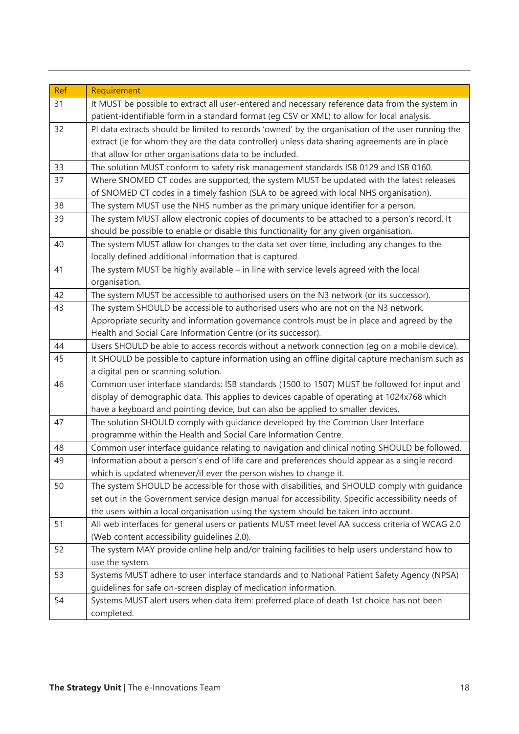| Ref | Requirement |
|---|---|
| 31 | It MUST be possible to extract all user-entered and necessary reference data from the system in patient-identifiable form in a standard format (eg CSV or XML) to allow for local analysis. |
| 32 | PI data extracts should be limited to records 'owned' by the organisation of the user running the extract (ie for whom they are the data controller) unless data sharing agreements are in place that allow for other organisations data to be included. |
| 33 | The solution MUST conform to safety risk management standards ISB 0129 and ISB 0160. |
| 37 | Where SNOMED CT codes are supported, the system MUST be updated with the latest releases of SNOMED CT codes in a timely fashion (SLA to be agreed with local NHS organisation). |
| 38 | The system MUST use the NHS number as the primary unique identifier for a person. |
| 39 | The system MUST allow electronic copies of documents to be attached to a person's record. It should be possible to enable or disable this functionality for any given organisation. |
| 40 | The system MUST allow for changes to the data set over time, including any changes to the locally defined additional information that is captured. |
| 41 | The system MUST be highly available – in line with service levels agreed with the local organisation. |
| 42 | The system MUST be accessible to authorised users on the N3 network (or its successor). |
| 43 | The system SHOULD be accessible to authorised users who are not on the N3 network. Appropriate security and information governance controls must be in place and agreed by the Health and Social Care Information Centre (or its successor). |
| 44 | Users SHOULD be able to access records without a network connection (eg on a mobile device). |
| 45 | It SHOULD be possible to capture information using an offline digital capture mechanism such as a digital pen or scanning solution. |
| 46 | Common user interface standards: ISB standards (1500 to 1507) MUST be followed for input and display of demographic data. This applies to devices capable of operating at 1024x768 which have a keyboard and pointing device, but can also be applied to smaller devices. |
| 47 | The solution SHOULD comply with guidance developed by the Common User Interface programme within the Health and Social Care Information Centre. |
| 48 | Common user interface guidance relating to navigation and clinical noting SHOULD be followed. |
| 49 | Information about a person's end of life care and preferences should appear as a single record which is updated whenever/if ever the person wishes to change it. |
| 50 | The system SHOULD be accessible for those with disabilities, and SHOULD comply with guidance set out in the Government service design manual for accessibility. Specific accessibility needs of the users within a local organisation using the system should be taken into account. |
| 51 | All web interfaces for general users or patients MUST meet level AA success criteria of WCAG 2.0 (Web content accessibility guidelines 2.0). |
| 52 | The system MAY provide online help and/or training facilities to help users understand how to use the system. |
| 53 | Systems MUST adhere to user interface standards and to National Patient Safety Agency (NPSA) guidelines for safe on-screen display of medication information. |
| 54 | Systems MUST alert users when data item: preferred place of death 1st choice has not been completed. |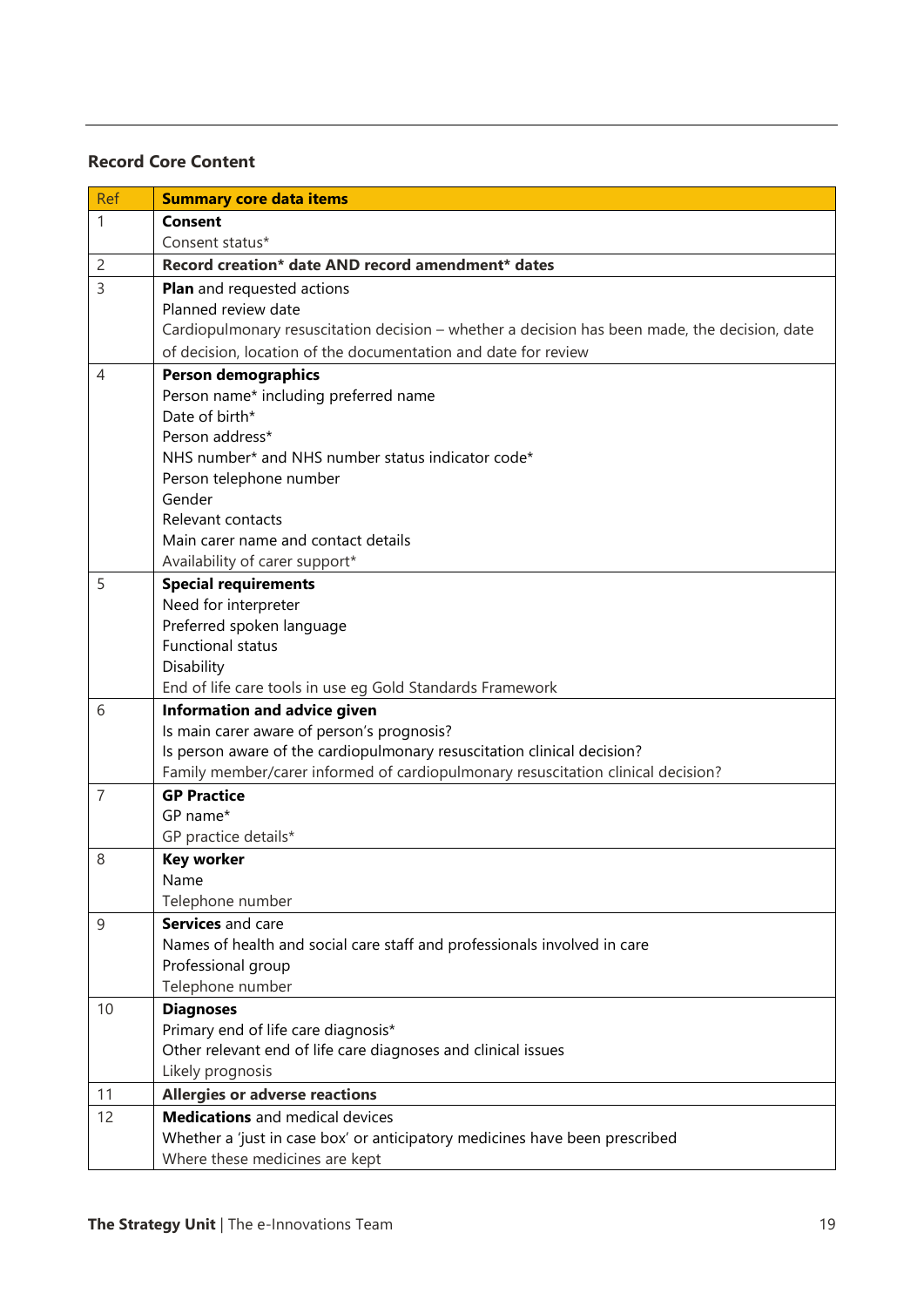### Record Core Content

| Ref | Summary core data items |
|---|---|
| 1 | **Consent**<br>Consent status* |
| 2 | **Record creation* date AND record amendment* dates** |
| 3 | **Plan** and requested actions<br>Planned review date<br>Cardiopulmonary resuscitation decision – whether a decision has been made, the decision, date of decision, location of the documentation and date for review |
| 4 | **Person demographics**<br>Person name* including preferred name<br>Date of birth*<br>Person address*<br>NHS number* and NHS number status indicator code*<br>Person telephone number<br>Gender<br>Relevant contacts<br>Main carer name and contact details<br>Availability of carer support* |
| 5 | **Special requirements**<br>Need for interpreter<br>Preferred spoken language<br>Functional status<br>Disability<br>End of life care tools in use eg Gold Standards Framework |
| 6 | **Information and advice given**<br>Is main carer aware of person's prognosis?<br>Is person aware of the cardiopulmonary resuscitation clinical decision?<br>Family member/carer informed of cardiopulmonary resuscitation clinical decision? |
| 7 | **GP Practice**<br>GP name*<br>GP practice details* |
| 8 | **Key worker**<br>Name<br>Telephone number |
| 9 | **Services** and care<br>Names of health and social care staff and professionals involved in care<br>Professional group<br>Telephone number |
| 10 | **Diagnoses**<br>Primary end of life care diagnosis*<br>Other relevant end of life care diagnoses and clinical issues<br>Likely prognosis |
| 11 | **Allergies or adverse reactions** |
| 12 | **Medications** and medical devices<br>Whether a 'just in case box' or anticipatory medicines have been prescribed<br>Where these medicines are kept |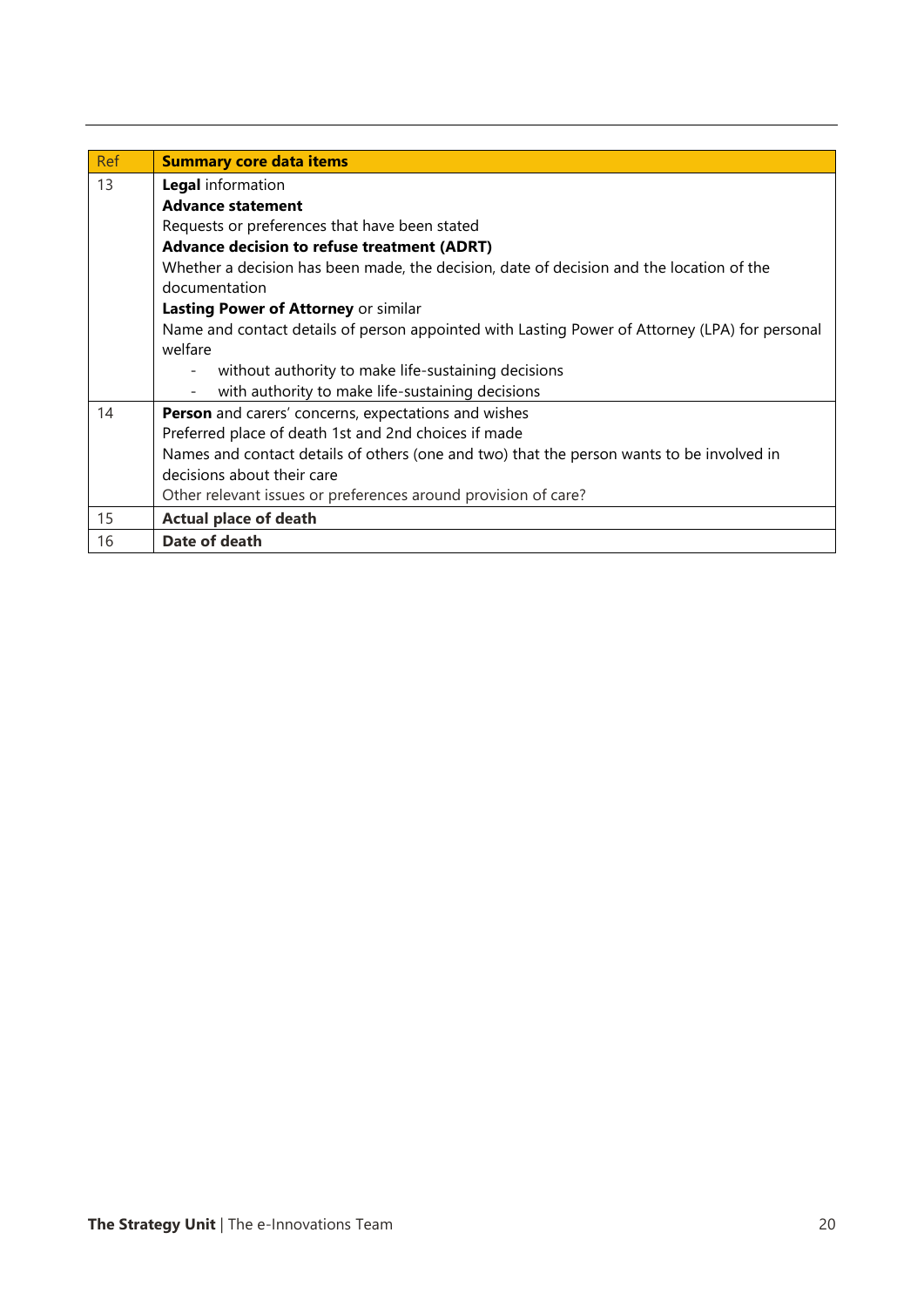| Ref | Summary core data items |
|---|---|
| 13 | **Legal** information<br>**Advance statement**<br>Requests or preferences that have been stated<br>**Advance decision to refuse treatment (ADRT)**<br>Whether a decision has been made, the decision, date of decision and the location of the documentation<br>**Lasting Power of Attorney** or similar<br>Name and contact details of person appointed with Lasting Power of Attorney (LPA) for personal welfare<br>- without authority to make life-sustaining decisions<br>- with authority to make life-sustaining decisions |
| 14 | **Person** and carers' concerns, expectations and wishes<br>Preferred place of death 1st and 2nd choices if made<br>Names and contact details of others (one and two) that the person wants to be involved in decisions about their care<br>Other relevant issues or preferences around provision of care? |
| 15 | **Actual place of death** |
| 16 | **Date of death** |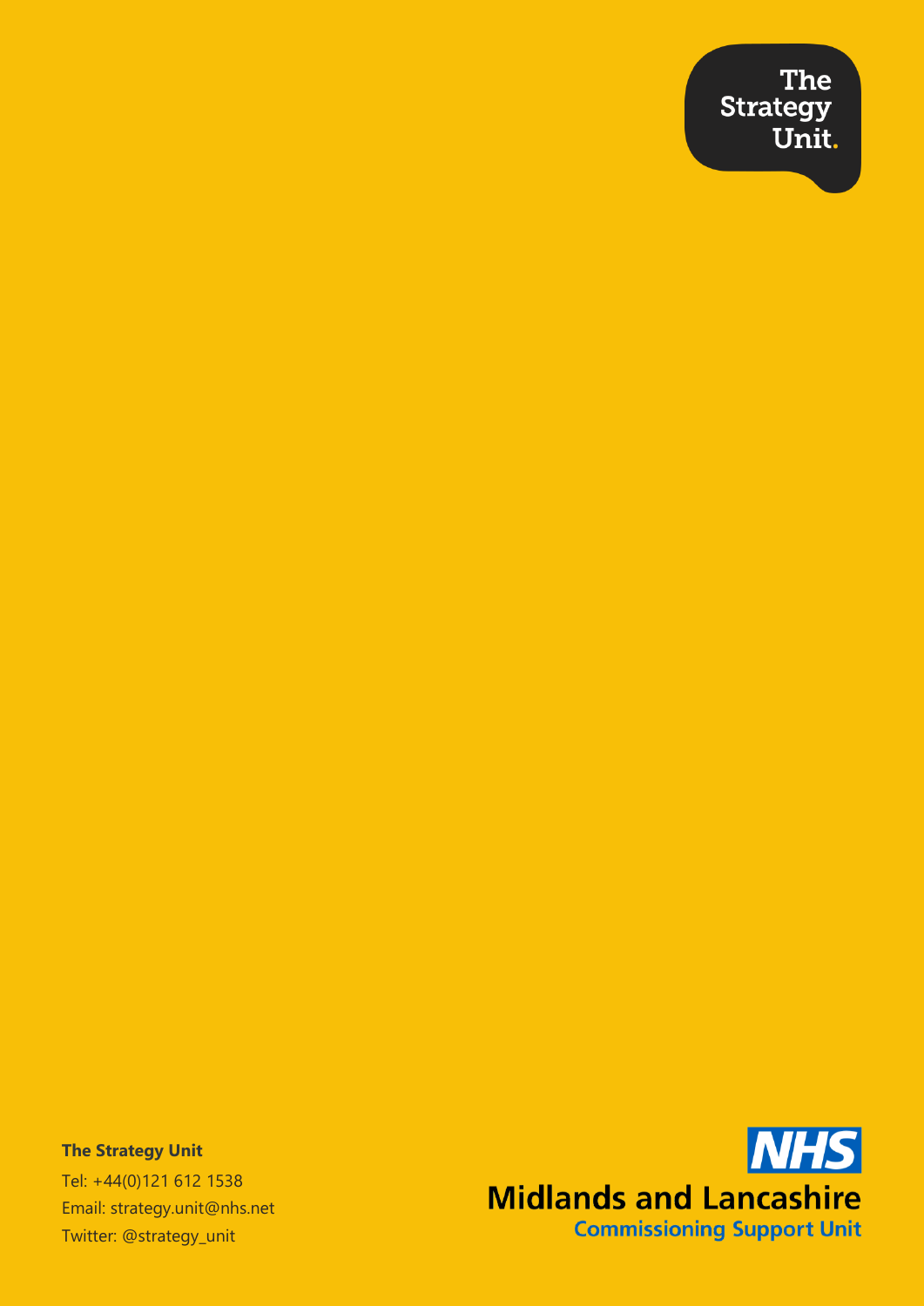The Strategy Unit.

**The Strategy Unit**

Tel: +44(0)121 612 1538

Email: strategy.unit@nhs.net

Twitter: @strategy_unit

NHS

Midlands and Lancashire

Commissioning Support Unit